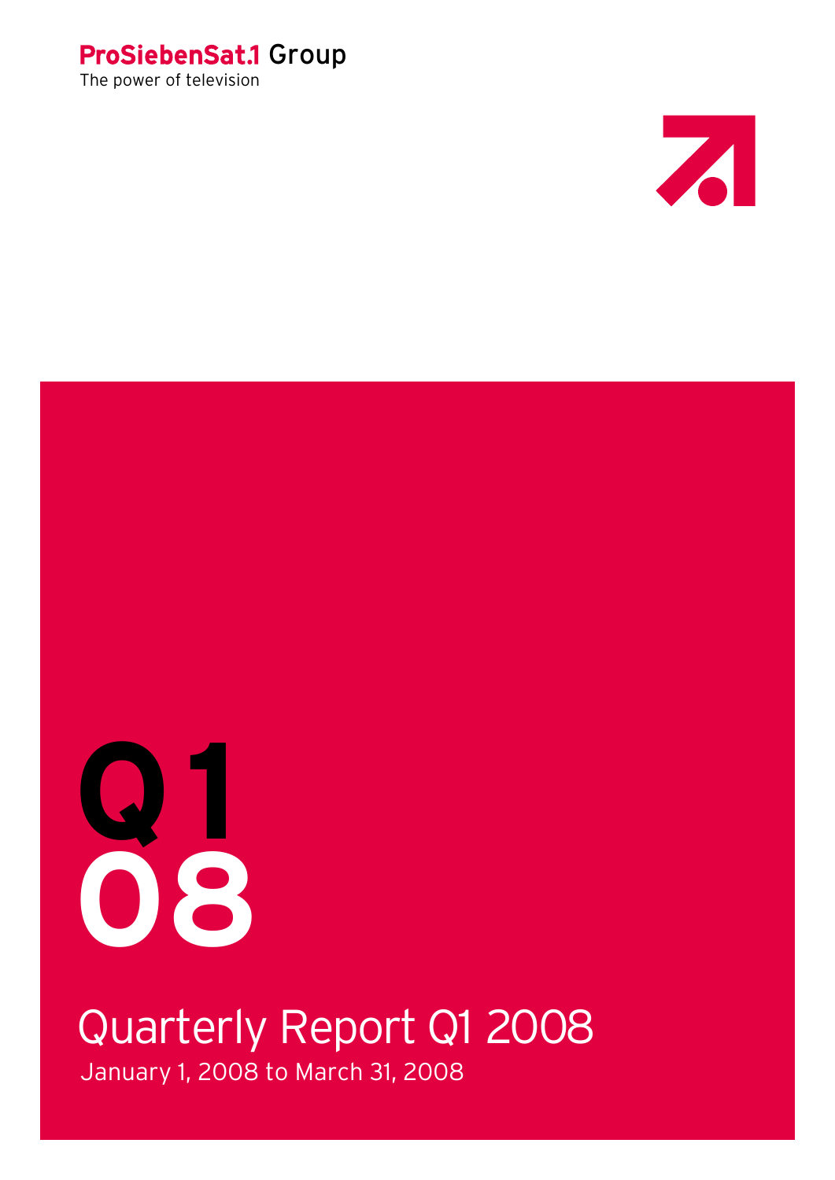ProSiebenSat.1 Group

The power of television

# Q1 08

## Quarterly Report Q1 2008

January 1, 2008 to March 31, 2008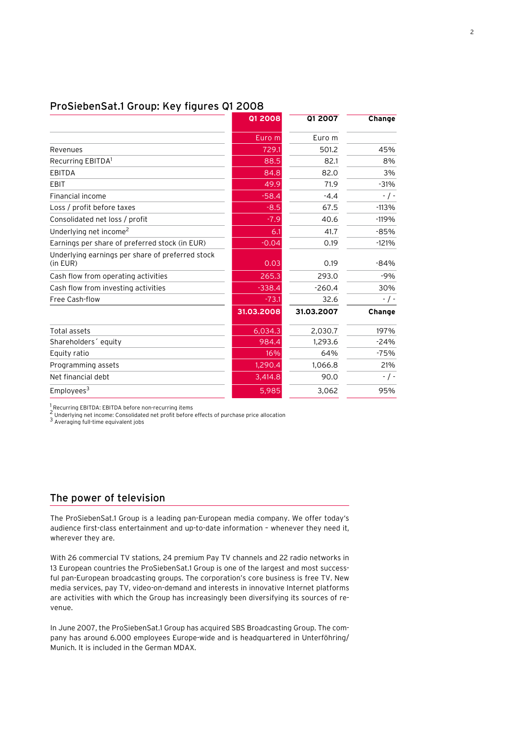## ProSiebenSat.1 Group: Key figures Q1 2008

| | Q1 2008 | Q1 2007 | Change |
|---|---|---|---|
| | Euro m | Euro m | |
| Revenues | 729.1 | 501.2 | 45% |
| Recurring EBITDA[1] | 88.5 | 82.1 | 8% |
| EBITDA | 84.8 | 82.0 | 3% |
| EBIT | 49.9 | 71.9 | -31% |
| Financial income | -58.4 | -4.4 | - / - |
| Loss / profit before taxes | -8.5 | 67.5 | -113% |
| Consolidated net loss / profit | -7.9 | 40.6 | -119% |
| Underlying net income[2] | 6.1 | 41.7 | -85% |
| Earnings per share of preferred stock (in EUR) | -0.04 | 0.19 | -121% |
| Underlying earnings per share of preferred stock (in EUR) | 0.03 | 0.19 | -84% |
| Cash flow from operating activities | 265.3 | 293.0 | -9% |
| Cash flow from investing activities | -338.4 | -260.4 | 30% |
| Free Cash-flow | -73.1 | 32.6 | - / - |
| | **31.03.2008** | **31.03.2007** | **Change** |
| Total assets | 6,034.3 | 2,030.7 | 197% |
| Shareholders´ equity | 984.4 | 1,293.6 | -24% |
| Equity ratio | 16% | 64% | -75% |
| Programming assets | 1,290.4 | 1,066.8 | 21% |
| Net financial debt | 3,414.8 | 90.0 | - / - |
| Employees[3] | 5,985 | 3,062 | 95% |

[1] Recurring EBITDA: EBITDA before non-recurring items
[2] Underlying net income: Consolidated net profit before effects of purchase price allocation
[3] Averaging full-time equivalent jobs

## The power of television

The ProSiebenSat.1 Group is a leading pan-European media company. We offer today's audience first-class entertainment and up-to-date information – whenever they need it, wherever they are.

With 26 commercial TV stations, 24 premium Pay TV channels and 22 radio networks in 13 European countries the ProSiebenSat.1 Group is one of the largest and most successful pan-European broadcasting groups. The corporation's core business is free TV. New media services, pay TV, video-on-demand and interests in innovative Internet platforms are activities with which the Group has increasingly been diversifying its sources of revenue.

In June 2007, the ProSiebenSat.1 Group has acquired SBS Broadcasting Group. The company has around 6.000 employees Europe-wide and is headquartered in Unterföhring/Munich. It is included in the German MDAX.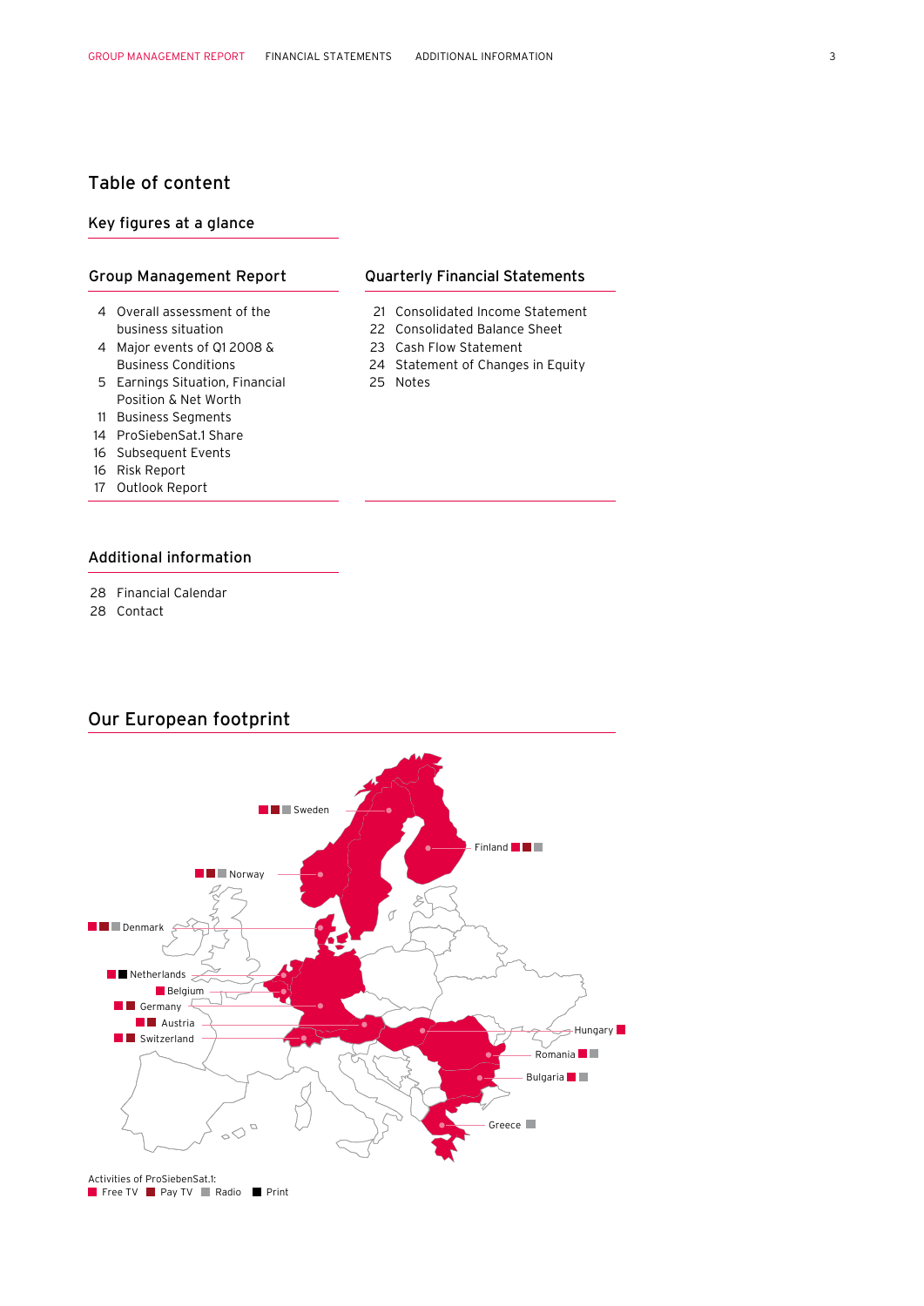# Table of content

## Key figures at a glance

## Group Management Report

4 Overall assessment of the business situation
4 Major events of Q1 2008 & Business Conditions
5 Earnings Situation, Financial Position & Net Worth
11 Business Segments
14 ProSiebenSat.1 Share
16 Subsequent Events
16 Risk Report
17 Outlook Report

## Quarterly Financial Statements

21 Consolidated Income Statement
22 Consolidated Balance Sheet
23 Cash Flow Statement
24 Statement of Changes in Equity
25 Notes

## Additional information

28 Financial Calendar
28 Contact

## Our European footprint

Sweden, Finland, Norway, Denmark, Netherlands, Belgium, Germany, Austria, Switzerland, Hungary, Romania, Bulgaria, Greece

Activities of ProSiebenSat.1:
Free TV   Pay TV   Radio   Print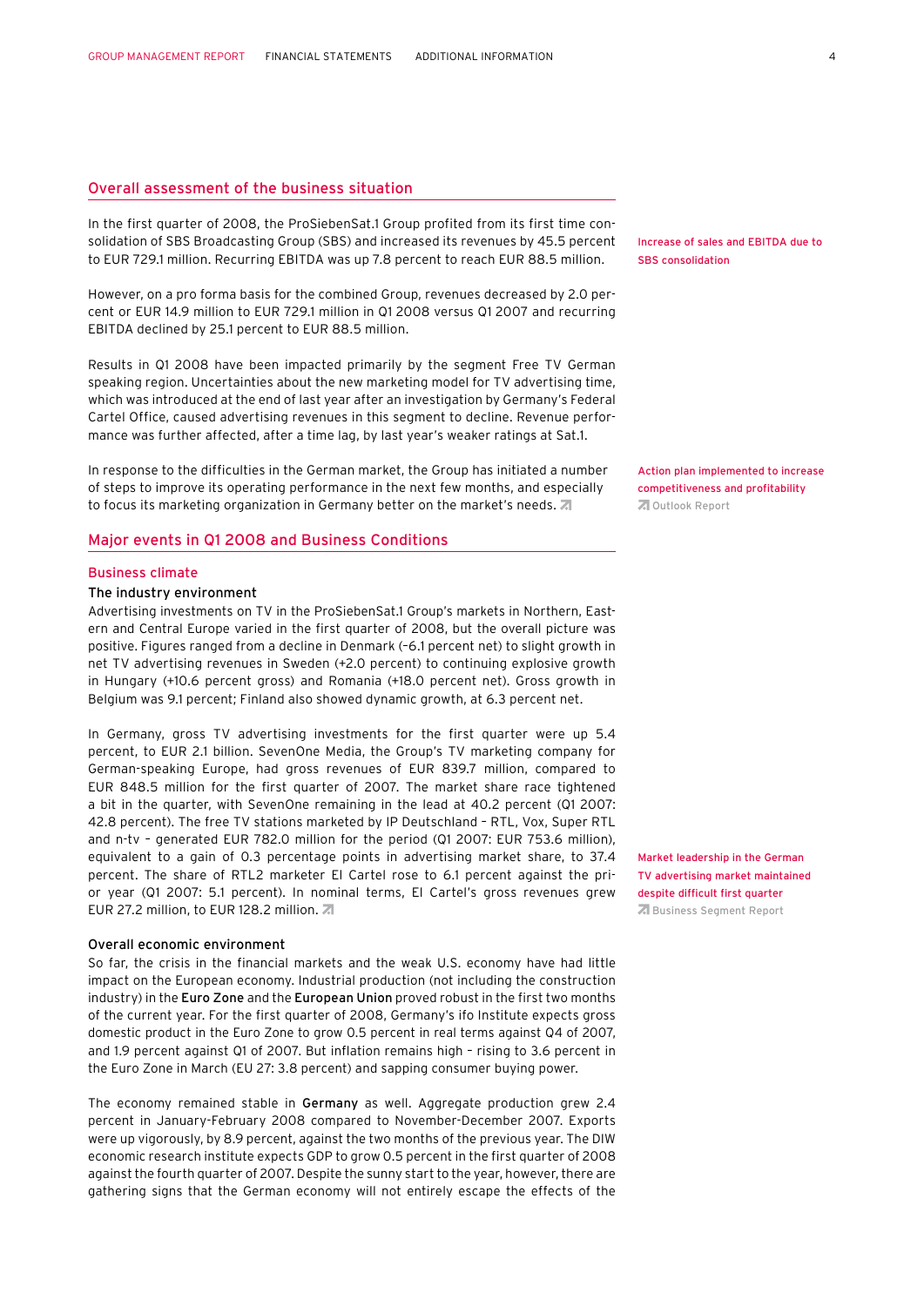## Overall assessment of the business situation

In the first quarter of 2008, the ProSiebenSat.1 Group profited from its first time consolidation of SBS Broadcasting Group (SBS) and increased its revenues by 45.5 percent to EUR 729.1 million. Recurring EBITDA was up 7.8 percent to reach EUR 88.5 million.

Increase of sales and EBITDA due to SBS consolidation

However, on a pro forma basis for the combined Group, revenues decreased by 2.0 percent or EUR 14.9 million to EUR 729.1 million in Q1 2008 versus Q1 2007 and recurring EBITDA declined by 25.1 percent to EUR 88.5 million.

Results in Q1 2008 have been impacted primarily by the segment Free TV German speaking region. Uncertainties about the new marketing model for TV advertising time, which was introduced at the end of last year after an investigation by Germany's Federal Cartel Office, caused advertising revenues in this segment to decline. Revenue performance was further affected, after a time lag, by last year's weaker ratings at Sat.1.

In response to the difficulties in the German market, the Group has initiated a number of steps to improve its operating performance in the next few months, and especially to focus its marketing organization in Germany better on the market's needs.

Action plan implemented to increase competitiveness and profitability
Outlook Report

## Major events in Q1 2008 and Business Conditions

### Business climate

#### The industry environment

Advertising investments on TV in the ProSiebenSat.1 Group's markets in Northern, Eastern and Central Europe varied in the first quarter of 2008, but the overall picture was positive. Figures ranged from a decline in Denmark (–6.1 percent net) to slight growth in net TV advertising revenues in Sweden (+2.0 percent) to continuing explosive growth in Hungary (+10.6 percent gross) and Romania (+18.0 percent net). Gross growth in Belgium was 9.1 percent; Finland also showed dynamic growth, at 6.3 percent net.

In Germany, gross TV advertising investments for the first quarter were up 5.4 percent, to EUR 2.1 billion. SevenOne Media, the Group's TV marketing company for German-speaking Europe, had gross revenues of EUR 839.7 million, compared to EUR 848.5 million for the first quarter of 2007. The market share race tightened a bit in the quarter, with SevenOne remaining in the lead at 40.2 percent (Q1 2007: 42.8 percent). The free TV stations marketed by IP Deutschland – RTL, Vox, Super RTL and n-tv – generated EUR 782.0 million for the period (Q1 2007: EUR 753.6 million), equivalent to a gain of 0.3 percentage points in advertising market share, to 37.4 percent. The share of RTL2 marketer El Cartel rose to 6.1 percent against the prior year (Q1 2007: 5.1 percent). In nominal terms, El Cartel's gross revenues grew EUR 27.2 million, to EUR 128.2 million.

Market leadership in the German TV advertising market maintained despite difficult first quarter
Business Segment Report

#### Overall economic environment

So far, the crisis in the financial markets and the weak U.S. economy have had little impact on the European economy. Industrial production (not including the construction industry) in the **Euro Zone** and the **European Union** proved robust in the first two months of the current year. For the first quarter of 2008, Germany's ifo Institute expects gross domestic product in the Euro Zone to grow 0.5 percent in real terms against Q4 of 2007, and 1.9 percent against Q1 of 2007. But inflation remains high – rising to 3.6 percent in the Euro Zone in March (EU 27: 3.8 percent) and sapping consumer buying power.

The economy remained stable in **Germany** as well. Aggregate production grew 2.4 percent in January-February 2008 compared to November-December 2007. Exports were up vigorously, by 8.9 percent, against the two months of the previous year. The DIW economic research institute expects GDP to grow 0.5 percent in the first quarter of 2008 against the fourth quarter of 2007. Despite the sunny start to the year, however, there are gathering signs that the German economy will not entirely escape the effects of the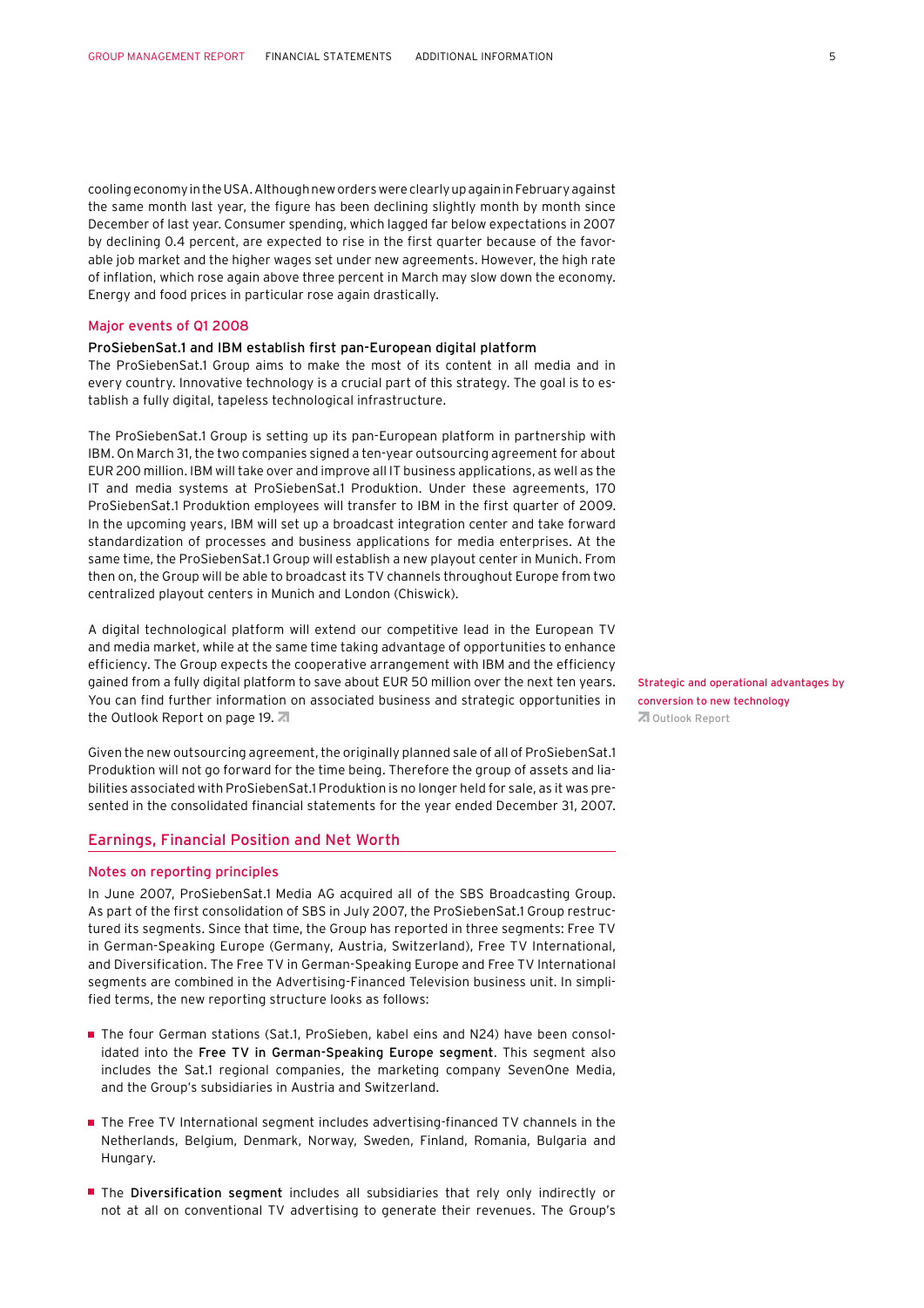cooling economy in the USA. Although new orders were clearly up again in February against the same month last year, the figure has been declining slightly month by month since December of last year. Consumer spending, which lagged far below expectations in 2007 by declining 0.4 percent, are expected to rise in the first quarter because of the favorable job market and the higher wages set under new agreements. However, the high rate of inflation, which rose again above three percent in March may slow down the economy. Energy and food prices in particular rose again drastically.

### Major events of Q1 2008

**ProSiebenSat.1 and IBM establish first pan-European digital platform**

The ProSiebenSat.1 Group aims to make the most of its content in all media and in every country. Innovative technology is a crucial part of this strategy. The goal is to establish a fully digital, tapeless technological infrastructure.

The ProSiebenSat.1 Group is setting up its pan-European platform in partnership with IBM. On March 31, the two companies signed a ten-year outsourcing agreement for about EUR 200 million. IBM will take over and improve all IT business applications, as well as the IT and media systems at ProSiebenSat.1 Produktion. Under these agreements, 170 ProSiebenSat.1 Produktion employees will transfer to IBM in the first quarter of 2009. In the upcoming years, IBM will set up a broadcast integration center and take forward standardization of processes and business applications for media enterprises. At the same time, the ProSiebenSat.1 Group will establish a new playout center in Munich. From then on, the Group will be able to broadcast its TV channels throughout Europe from two centralized playout centers in Munich and London (Chiswick).

A digital technological platform will extend our competitive lead in the European TV and media market, while at the same time taking advantage of opportunities to enhance efficiency. The Group expects the cooperative arrangement with IBM and the efficiency gained from a fully digital platform to save about EUR 50 million over the next ten years. You can find further information on associated business and strategic opportunities in the Outlook Report on page 19.

Strategic and operational advantages by conversion to new technology
Outlook Report

Given the new outsourcing agreement, the originally planned sale of all of ProSiebenSat.1 Produktion will not go forward for the time being. Therefore the group of assets and liabilities associated with ProSiebenSat.1 Produktion is no longer held for sale, as it was presented in the consolidated financial statements for the year ended December 31, 2007.

## Earnings, Financial Position and Net Worth

### Notes on reporting principles

In June 2007, ProSiebenSat.1 Media AG acquired all of the SBS Broadcasting Group. As part of the first consolidation of SBS in July 2007, the ProSiebenSat.1 Group restructured its segments. Since that time, the Group has reported in three segments: Free TV in German-Speaking Europe (Germany, Austria, Switzerland), Free TV International, and Diversification. The Free TV in German-Speaking Europe and Free TV International segments are combined in the Advertising-Financed Television business unit. In simplified terms, the new reporting structure looks as follows:

- The four German stations (Sat.1, ProSieben, kabel eins and N24) have been consolidated into the **Free TV in German-Speaking Europe segment**. This segment also includes the Sat.1 regional companies, the marketing company SevenOne Media, and the Group's subsidiaries in Austria and Switzerland.
- The Free TV International segment includes advertising-financed TV channels in the Netherlands, Belgium, Denmark, Norway, Sweden, Finland, Romania, Bulgaria and Hungary.
- The **Diversification segment** includes all subsidiaries that rely only indirectly or not at all on conventional TV advertising to generate their revenues. The Group's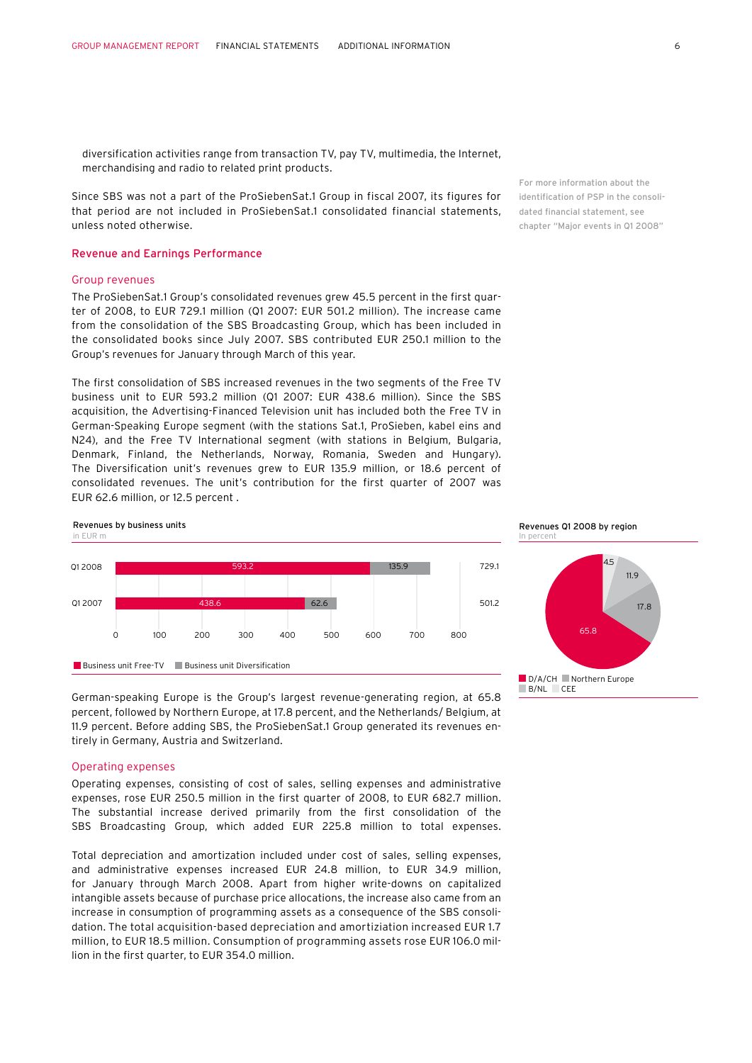diversification activities range from transaction TV, pay TV, multimedia, the Internet, merchandising and radio to related print products.

Since SBS was not a part of the ProSiebenSat.1 Group in fiscal 2007, its figures for that period are not included in ProSiebenSat.1 consolidated financial statements, unless noted otherwise.

For more information about the identification of PSP in the consolidated financial statement, see chapter "Major events in Q1 2008"

## Revenue and Earnings Performance

### Group revenues

The ProSiebenSat.1 Group's consolidated revenues grew 45.5 percent in the first quarter of 2008, to EUR 729.1 million (Q1 2007: EUR 501.2 million). The increase came from the consolidation of the SBS Broadcasting Group, which has been included in the consolidated books since July 2007. SBS contributed EUR 250.1 million to the Group's revenues for January through March of this year.

The first consolidation of SBS increased revenues in the two segments of the Free TV business unit to EUR 593.2 million (Q1 2007: EUR 438.6 million). Since the SBS acquisition, the Advertising-Financed Television unit has included both the Free TV in German-Speaking Europe segment (with the stations Sat.1, ProSieben, kabel eins and N24), and the Free TV International segment (with stations in Belgium, Bulgaria, Denmark, Finland, the Netherlands, Norway, Romania, Sweden and Hungary). The Diversification unit's revenues grew to EUR 135.9 million, or 18.6 percent of consolidated revenues. The unit's contribution for the first quarter of 2007 was EUR 62.6 million, or 12.5 percent .

**Revenues by business units**
in EUR m

| | Business unit Free-TV | Business unit Diversification | Total |
|---|---|---|---|
| Q1 2008 | 593.2 | 135.9 | 729.1 |
| Q1 2007 | 438.6 | 62.6 | 501.2 |

**Revenues Q1 2008 by region**
In percent

| Region | Share |
|---|---|
| D/A/CH | 65.8 |
| Northern Europe | 17.8 |
| B/NL | 11.9 |
| CEE | 4.5 |

German-speaking Europe is the Group's largest revenue-generating region, at 65.8 percent, followed by Northern Europe, at 17.8 percent, and the Netherlands/ Belgium, at 11.9 percent. Before adding SBS, the ProSiebenSat.1 Group generated its revenues entirely in Germany, Austria and Switzerland.

### Operating expenses

Operating expenses, consisting of cost of sales, selling expenses and administrative expenses, rose EUR 250.5 million in the first quarter of 2008, to EUR 682.7 million. The substantial increase derived primarily from the first consolidation of the SBS Broadcasting Group, which added EUR 225.8 million to total expenses.

Total depreciation and amortization included under cost of sales, selling expenses, and administrative expenses increased EUR 24.8 million, to EUR 34.9 million, for January through March 2008. Apart from higher write-downs on capitalized intangible assets because of purchase price allocations, the increase also came from an increase in consumption of programming assets as a consequence of the SBS consolidation. The total acquisition-based depreciation and amortziation increased EUR 1.7 million, to EUR 18.5 million. Consumption of programming assets rose EUR 106.0 million in the first quarter, to EUR 354.0 million.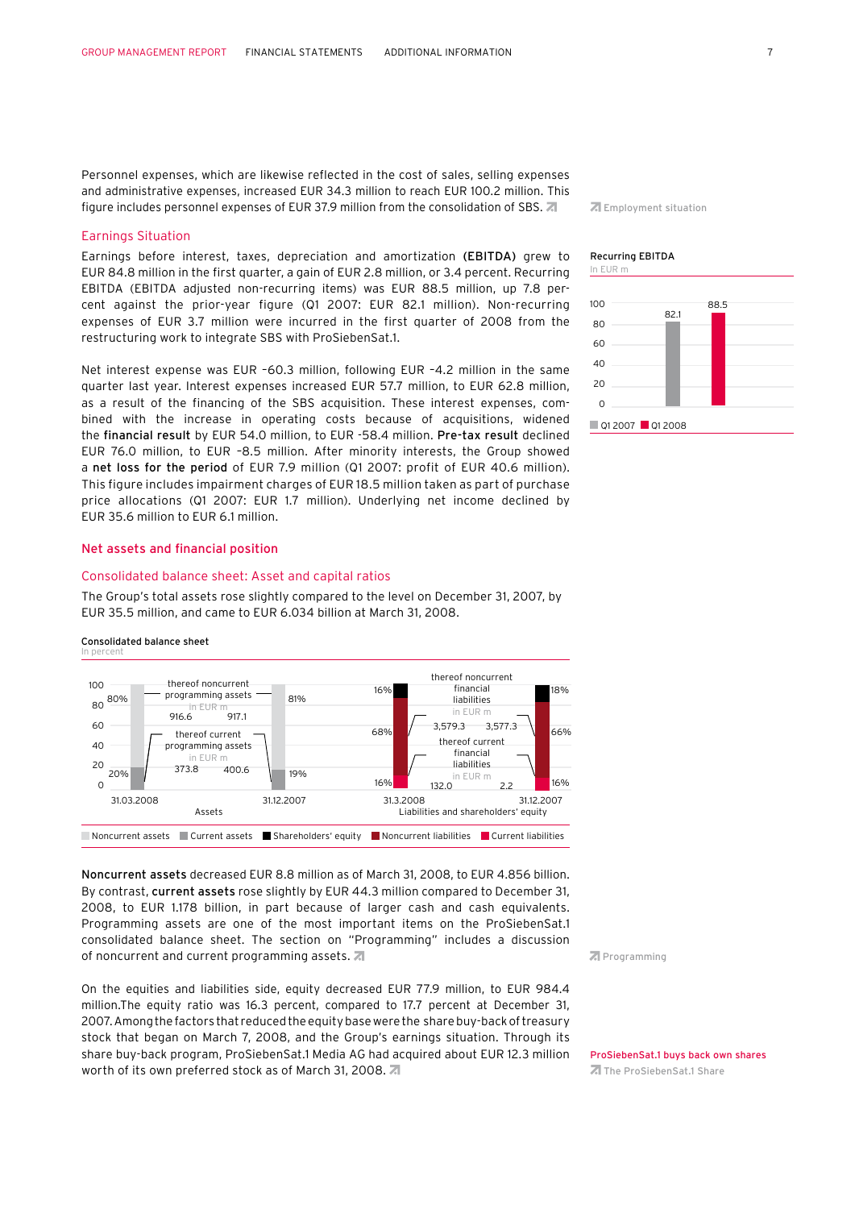Personnel expenses, which are likewise reflected in the cost of sales, selling expenses and administrative expenses, increased EUR 34.3 million to reach EUR 100.2 million. This figure includes personnel expenses of EUR 37.9 million from the consolidation of SBS.

Employment situation

## Earnings Situation

Earnings before interest, taxes, depreciation and amortization **(EBITDA)** grew to EUR 84.8 million in the first quarter, a gain of EUR 2.8 million, or 3.4 percent. Recurring EBITDA (EBITDA adjusted non-recurring items) was EUR 88.5 million, up 7.8 percent against the prior-year figure (Q1 2007: EUR 82.1 million). Non-recurring expenses of EUR 3.7 million were incurred in the first quarter of 2008 from the restructuring work to integrate SBS with ProSiebenSat.1.

**Recurring EBITDA**
In EUR m

| | Q1 2007 | Q1 2008 |
|---|---|---|
| Recurring EBITDA | 82.1 | 88.5 |

Net interest expense was EUR -60.3 million, following EUR -4.2 million in the same quarter last year. Interest expenses increased EUR 57.7 million, to EUR 62.8 million, as a result of the financing of the SBS acquisition. These interest expenses, combined with the increase in operating costs because of acquisitions, widened the **financial result** by EUR 54.0 million, to EUR -58.4 million. **Pre-tax result** declined EUR 76.0 million, to EUR -8.5 million. After minority interests, the Group showed a **net loss for the period** of EUR 7.9 million (Q1 2007: profit of EUR 40.6 million). This figure includes impairment charges of EUR 18.5 million taken as part of purchase price allocations (Q1 2007: EUR 1.7 million). Underlying net income declined by EUR 35.6 million to EUR 6.1 million.

## Net assets and financial position

### Consolidated balance sheet: Asset and capital ratios

The Group's total assets rose slightly compared to the level on December 31, 2007, by EUR 35.5 million, and came to EUR 6.034 billion at March 31, 2008.

**Consolidated balance sheet**
In percent

| Assets | 31.03.2008 | 31.12.2007 |
|---|---|---|
| Noncurrent assets | 80% | 81% |
| Current assets | 20% | 19% |
| thereof noncurrent programming assets (in EUR m) | 916.6 | 917.1 |
| thereof current programming assets (in EUR m) | 373.8 | 400.6 |

| Liabilities and shareholders' equity | 31.3.2008 | 31.12.2007 |
|---|---|---|
| Shareholders' equity | 16% | 18% |
| Noncurrent liabilities | 68% | 66% |
| Current liabilities | 16% | 16% |
| thereof noncurrent financial liabilities (in EUR m) | 3,579.3 | 3,577.3 |
| thereof current financial liabilities (in EUR m) | 132.0 | 2.2 |

**Noncurrent assets** decreased EUR 8.8 million as of March 31, 2008, to EUR 4.856 billion. By contrast, **current assets** rose slightly by EUR 44.3 million compared to December 31, 2008, to EUR 1.178 billion, in part because of larger cash and cash equivalents. Programming assets are one of the most important items on the ProSiebenSat.1 consolidated balance sheet. The section on "Programming" includes a discussion of noncurrent and current programming assets.

Programming

On the equities and liabilities side, equity decreased EUR 77.9 million, to EUR 984.4 million.The equity ratio was 16.3 percent, compared to 17.7 percent at December 31, 2007. Among the factors that reduced the equity base were the share buy-back of treasury stock that began on March 7, 2008, and the Group's earnings situation. Through its share buy-back program, ProSiebenSat.1 Media AG had acquired about EUR 12.3 million worth of its own preferred stock as of March 31, 2008.

ProSiebenSat.1 buys back own shares
The ProSiebenSat.1 Share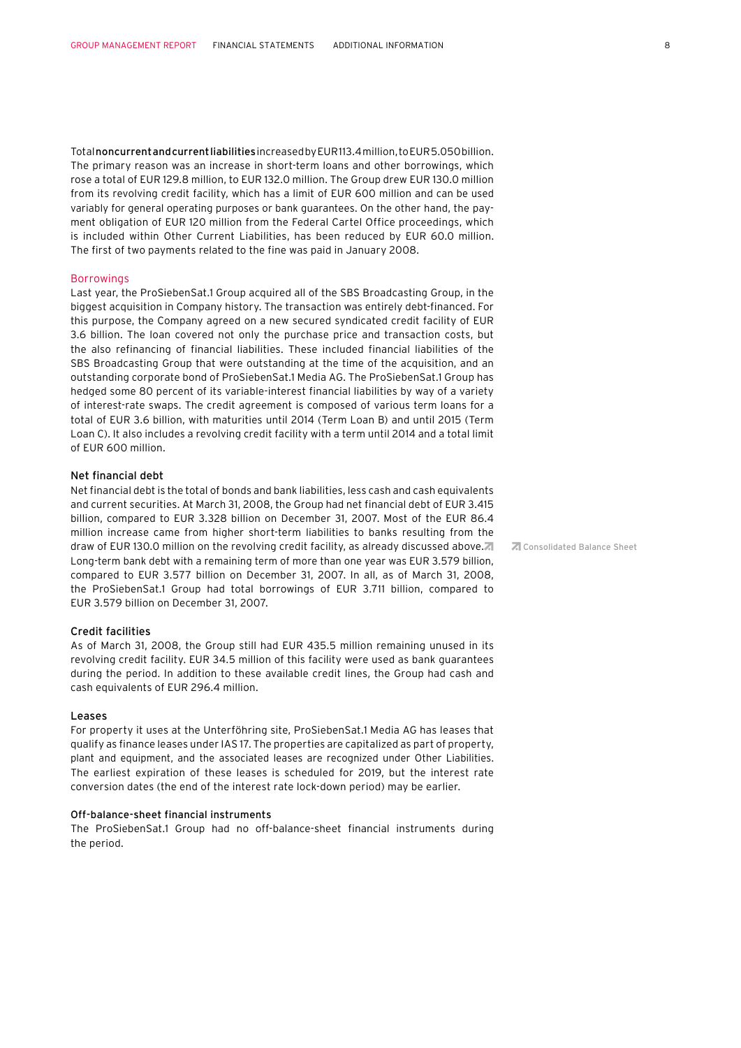Total **noncurrent and current liabilities** increased by EUR 113.4 million, to EUR 5.050 billion. The primary reason was an increase in short-term loans and other borrowings, which rose a total of EUR 129.8 million, to EUR 132.0 million. The Group drew EUR 130.0 million from its revolving credit facility, which has a limit of EUR 600 million and can be used variably for general operating purposes or bank guarantees. On the other hand, the payment obligation of EUR 120 million from the Federal Cartel Office proceedings, which is included within Other Current Liabilities, has been reduced by EUR 60.0 million. The first of two payments related to the fine was paid in January 2008.

## Borrowings

Last year, the ProSiebenSat.1 Group acquired all of the SBS Broadcasting Group, in the biggest acquisition in Company history. The transaction was entirely debt-financed. For this purpose, the Company agreed on a new secured syndicated credit facility of EUR 3.6 billion. The loan covered not only the purchase price and transaction costs, but the also refinancing of financial liabilities. These included financial liabilities of the SBS Broadcasting Group that were outstanding at the time of the acquisition, and an outstanding corporate bond of ProSiebenSat.1 Media AG. The ProSiebenSat.1 Group has hedged some 80 percent of its variable-interest financial liabilities by way of a variety of interest-rate swaps. The credit agreement is composed of various term loans for a total of EUR 3.6 billion, with maturities until 2014 (Term Loan B) and until 2015 (Term Loan C). It also includes a revolving credit facility with a term until 2014 and a total limit of EUR 600 million.

### Net financial debt

Net financial debt is the total of bonds and bank liabilities, less cash and cash equivalents and current securities. At March 31, 2008, the Group had net financial debt of EUR 3.415 billion, compared to EUR 3.328 billion on December 31, 2007. Most of the EUR 86.4 million increase came from higher short-term liabilities to banks resulting from the draw of EUR 130.0 million on the revolving credit facility, as already discussed above. Long-term bank debt with a remaining term of more than one year was EUR 3.579 billion, compared to EUR 3.577 billion on December 31, 2007. In all, as of March 31, 2008, the ProSiebenSat.1 Group had total borrowings of EUR 3.711 billion, compared to EUR 3.579 billion on December 31, 2007.

Consolidated Balance Sheet

### Credit facilities

As of March 31, 2008, the Group still had EUR 435.5 million remaining unused in its revolving credit facility. EUR 34.5 million of this facility were used as bank guarantees during the period. In addition to these available credit lines, the Group had cash and cash equivalents of EUR 296.4 million.

### Leases

For property it uses at the Unterföhring site, ProSiebenSat.1 Media AG has leases that qualify as finance leases under IAS 17. The properties are capitalized as part of property, plant and equipment, and the associated leases are recognized under Other Liabilities. The earliest expiration of these leases is scheduled for 2019, but the interest rate conversion dates (the end of the interest rate lock-down period) may be earlier.

### Off-balance-sheet financial instruments

The ProSiebenSat.1 Group had no off-balance-sheet financial instruments during the period.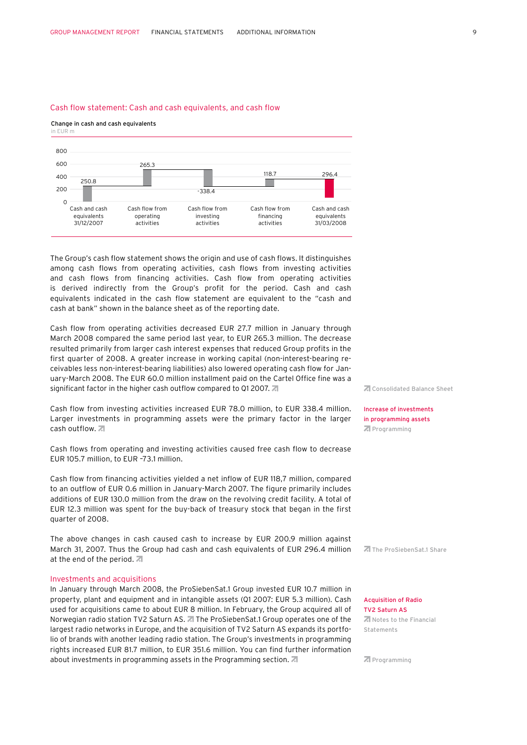## Cash flow statement: Cash and cash equivalents, and cash flow

**Change in cash and cash equivalents**
in EUR m

| | Cash and cash equivalents 31/12/2007 | Cash flow from operating activities | Cash flow from investing activities | Cash flow from financing activities | Cash and cash equivalents 31/03/2008 |
|---|---|---|---|---|---|
| EUR m | 250.8 | 265.3 | -338.4 | 118.7 | 296.4 |

The Group's cash flow statement shows the origin and use of cash flows. It distinguishes among cash flows from operating activities, cash flows from investing activities and cash flows from financing activities. Cash flow from operating activities is derived indirectly from the Group's profit for the period. Cash and cash equivalents indicated in the cash flow statement are equivalent to the "cash and cash at bank" shown in the balance sheet as of the reporting date.

Cash flow from operating activities decreased EUR 27.7 million in January through March 2008 compared the same period last year, to EUR 265.3 million. The decrease resulted primarily from larger cash interest expenses that reduced Group profits in the first quarter of 2008. A greater increase in working capital (non-interest-bearing receivables less non-interest-bearing liabilities) also lowered operating cash flow for January-March 2008. The EUR 60.0 million installment paid on the Cartel Office fine was a significant factor in the higher cash outflow compared to Q1 2007.

Consolidated Balance Sheet

Cash flow from investing activities increased EUR 78.0 million, to EUR 338.4 million. Larger investments in programming assets were the primary factor in the larger cash outflow.

**Increase of investments in programming assets**
Programming

Cash flows from operating and investing activities caused free cash flow to decrease EUR 105.7 million, to EUR -73.1 million.

Cash flow from financing activities yielded a net inflow of EUR 118,7 million, compared to an outflow of EUR 0.6 million in January-March 2007. The figure primarily includes additions of EUR 130.0 million from the draw on the revolving credit facility. A total of EUR 12.3 million was spent for the buy-back of treasury stock that began in the first quarter of 2008.

The above changes in cash caused cash to increase by EUR 200.9 million against March 31, 2007. Thus the Group had cash and cash equivalents of EUR 296.4 million at the end of the period.

The ProSiebenSat.1 Share

## Investments and acquisitions

In January through March 2008, the ProSiebenSat.1 Group invested EUR 10.7 million in property, plant and equipment and in intangible assets (Q1 2007: EUR 5.3 million). Cash used for acquisitions came to about EUR 8 million. In February, the Group acquired all of Norwegian radio station TV2 Saturn AS. The ProSiebenSat.1 Group operates one of the largest radio networks in Europe, and the acquisition of TV2 Saturn AS expands its portfolio of brands with another leading radio station. The Group's investments in programming rights increased EUR 81.7 million, to EUR 351.6 million. You can find further information about investments in programming assets in the Programming section.

**Acquisition of Radio TV2 Saturn AS**
Notes to the Financial Statements

Programming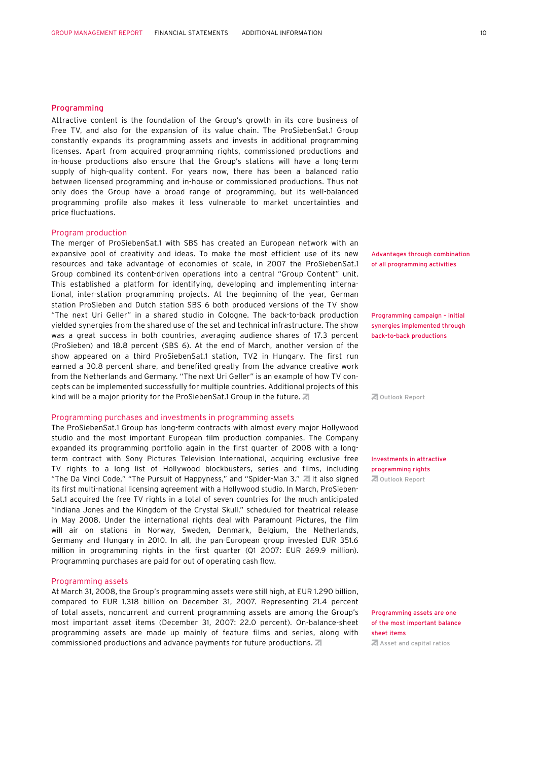## Programming

Attractive content is the foundation of the Group's growth in its core business of Free TV, and also for the expansion of its value chain. The ProSiebenSat.1 Group constantly expands its programming assets and invests in additional programming licenses. Apart from acquired programming rights, commissioned productions and in-house productions also ensure that the Group's stations will have a long-term supply of high-quality content. For years now, there has been a balanced ratio between licensed programming and in-house or commissioned productions. Thus not only does the Group have a broad range of programming, but its well-balanced programming profile also makes it less vulnerable to market uncertainties and price fluctuations.

### Program production

Advantages through combination of all programming activities

The merger of ProSiebenSat.1 with SBS has created an European network with an expansive pool of creativity and ideas. To make the most efficient use of its new resources and take advantage of economies of scale, in 2007 the ProSiebenSat.1 Group combined its content-driven operations into a central "Group Content" unit. This established a platform for identifying, developing and implementing international, inter-station programming projects. At the beginning of the year, German station ProSieben and Dutch station SBS 6 both produced versions of the TV show "The next Uri Geller" in a shared studio in Cologne. The back-to-back production yielded synergies from the shared use of the set and technical infrastructure. The show was a great success in both countries, averaging audience shares of 17.3 percent (ProSieben) and 18.8 percent (SBS 6). At the end of March, another version of the show appeared on a third ProSiebenSat.1 station, TV2 in Hungary. The first run earned a 30.8 percent share, and benefited greatly from the advance creative work from the Netherlands and Germany. "The next Uri Geller" is an example of how TV concepts can be implemented successfully for multiple countries. Additional projects of this kind will be a major priority for the ProSiebenSat.1 Group in the future.

Programming campaign – initial synergies implemented through back-to-back productions

Outlook Report

### Programming purchases and investments in programming assets

The ProSiebenSat.1 Group has long-term contracts with almost every major Hollywood studio and the most important European film production companies. The Company expanded its programming portfolio again in the first quarter of 2008 with a long-term contract with Sony Pictures Television International, acquiring exclusive free TV rights to a long list of Hollywood blockbusters, series and films, including "The Da Vinci Code," "The Pursuit of Happyness," and "Spider-Man 3." It also signed its first multi-national licensing agreement with a Hollywood studio. In March, ProSiebenSat.1 acquired the free TV rights in a total of seven countries for the much anticipated "Indiana Jones and the Kingdom of the Crystal Skull," scheduled for theatrical release in May 2008. Under the international rights deal with Paramount Pictures, the film will air on stations in Norway, Sweden, Denmark, Belgium, the Netherlands, Germany and Hungary in 2010. In all, the pan-European group invested EUR 351.6 million in programming rights in the first quarter (Q1 2007: EUR 269.9 million). Programming purchases are paid for out of operating cash flow.

Investments in attractive programming rights

Outlook Report

### Programming assets

At March 31, 2008, the Group's programming assets were still high, at EUR 1.290 billion, compared to EUR 1.318 billion on December 31, 2007. Representing 21.4 percent of total assets, noncurrent and current programming assets are among the Group's most important asset items (December 31, 2007: 22.0 percent). On-balance-sheet programming assets are made up mainly of feature films and series, along with commissioned productions and advance payments for future productions.

Programming assets are one of the most important balance sheet items

Asset and capital ratios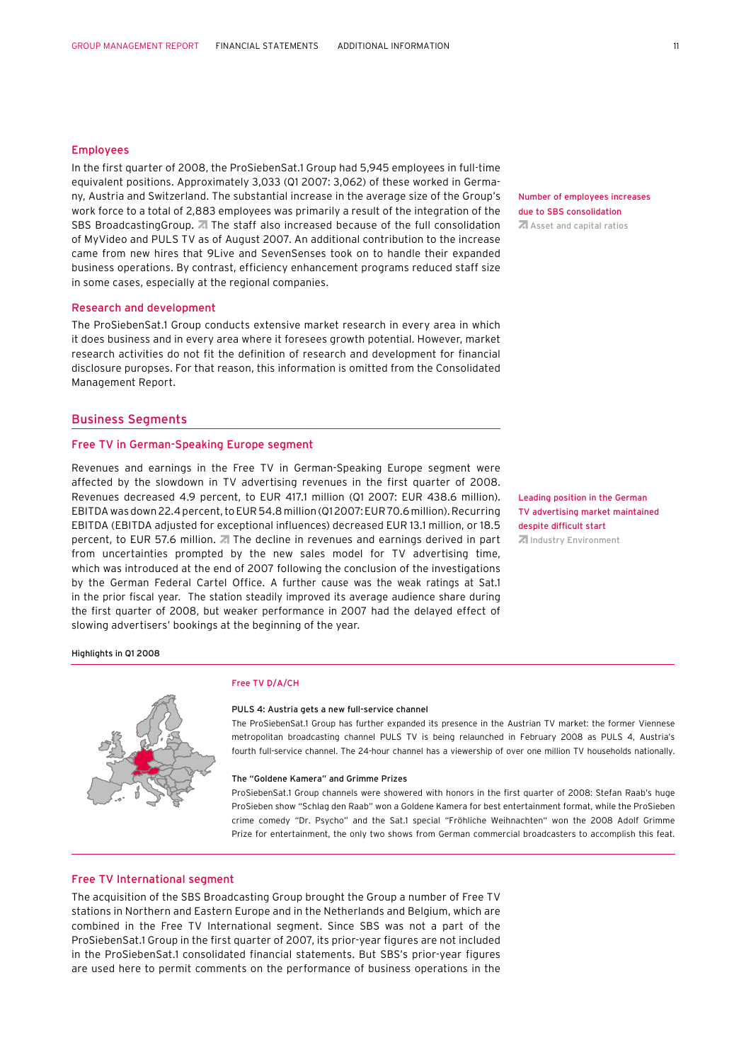## Employees

In the first quarter of 2008, the ProSiebenSat.1 Group had 5,945 employees in full-time equivalent positions. Approximately 3,033 (Q1 2007: 3,062) of these worked in Germany, Austria and Switzerland. The substantial increase in the average size of the Group's work force to a total of 2,883 employees was primarily a result of the integration of the SBS BroadcastingGroup. ↗ The staff also increased because of the full consolidation of MyVideo and PULS TV as of August 2007. An additional contribution to the increase came from new hires that 9Live and SevenSenses took on to handle their expanded business operations. By contrast, efficiency enhancement programs reduced staff size in some cases, especially at the regional companies.

Number of employees increases due to SBS consolidation
↗ Asset and capital ratios

## Research and development

The ProSiebenSat.1 Group conducts extensive market research in every area in which it does business and in every area where it foresees growth potential. However, market research activities do not fit the definition of research and development for financial disclosure purposes. For that reason, this information is omitted from the Consolidated Management Report.

# Business Segments

## Free TV in German-Speaking Europe segment

Revenues and earnings in the Free TV in German-Speaking Europe segment were affected by the slowdown in TV advertising revenues in the first quarter of 2008. Revenues decreased 4.9 percent, to EUR 417.1 million (Q1 2007: EUR 438.6 million). EBITDA was down 22.4 percent, to EUR 54.8 million (Q1 2007: EUR 70.6 million). Recurring EBITDA (EBITDA adjusted for exceptional influences) decreased EUR 13.1 million, or 18.5 percent, to EUR 57.6 million. ↗ The decline in revenues and earnings derived in part from uncertainties prompted by the new sales model for TV advertising time, which was introduced at the end of 2007 following the conclusion of the investigations by the German Federal Cartel Office. A further cause was the weak ratings at Sat.1 in the prior fiscal year. The station steadily improved its average audience share during the first quarter of 2008, but weaker performance in 2007 had the delayed effect of slowing advertisers' bookings at the beginning of the year.

Leading position in the German TV advertising market maintained despite difficult start
↗ Industry Environment

**Highlights in Q1 2008**

Free TV D/A/CH

**PULS 4: Austria gets a new full-service channel**

The ProSiebenSat.1 Group has further expanded its presence in the Austrian TV market: the former Viennese metropolitan broadcasting channel PULS TV is being relaunched in February 2008 as PULS 4, Austria's fourth full-service channel. The 24-hour channel has a viewership of over one million TV households nationally.

**The "Goldene Kamera" and Grimme Prizes**

ProSiebenSat.1 Group channels were showered with honors in the first quarter of 2008: Stefan Raab's huge ProSieben show "Schlag den Raab" won a Goldene Kamera for best entertainment format, while the ProSieben crime comedy "Dr. Psycho" and the Sat.1 special "Fröhliche Weihnachten" won the 2008 Adolf Grimme Prize for entertainment, the only two shows from German commercial broadcasters to accomplish this feat.

## Free TV International segment

The acquisition of the SBS Broadcasting Group brought the Group a number of Free TV stations in Northern and Eastern Europe and in the Netherlands and Belgium, which are combined in the Free TV International segment. Since SBS was not a part of the ProSiebenSat.1 Group in the first quarter of 2007, its prior-year figures are not included in the ProSiebenSat.1 consolidated financial statements. But SBS's prior-year figures are used here to permit comments on the performance of business operations in the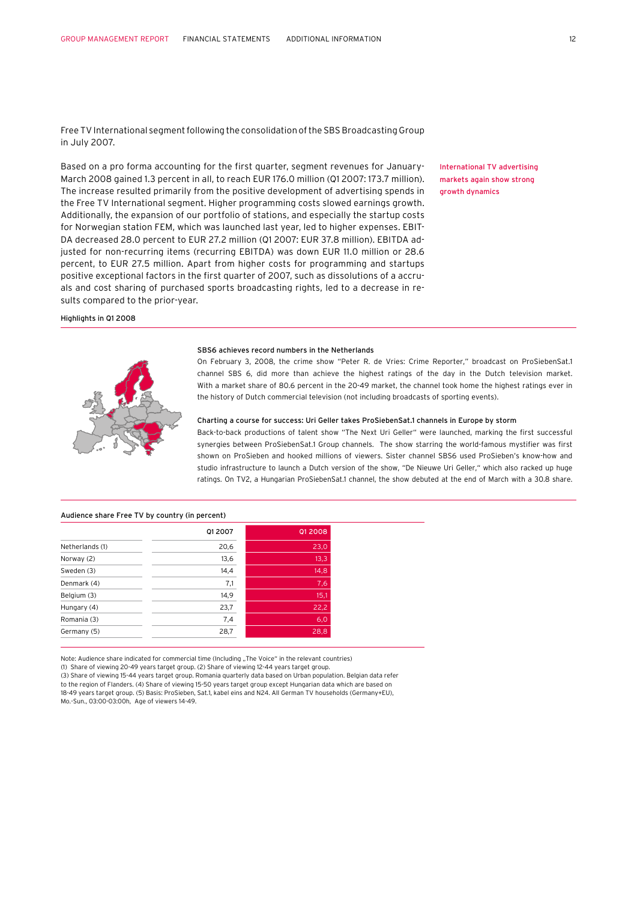Free TV International segment following the consolidation of the SBS Broadcasting Group in July 2007.

Based on a pro forma accounting for the first quarter, segment revenues for January-March 2008 gained 1.3 percent in all, to reach EUR 176.0 million (Q1 2007: 173.7 million). The increase resulted primarily from the positive development of advertising spends in the Free TV International segment. Higher programming costs slowed earnings growth. Additionally, the expansion of our portfolio of stations, and especially the startup costs for Norwegian station FEM, which was launched last year, led to higher expenses. EBITDA decreased 28.0 percent to EUR 27.2 million (Q1 2007: EUR 37.8 million). EBITDA adjusted for non-recurring items (recurring EBITDA) was down EUR 11.0 million or 28.6 percent, to EUR 27.5 million. Apart from higher costs for programming and startups positive exceptional factors in the first quarter of 2007, such as dissolutions of a accruals and cost sharing of purchased sports broadcasting rights, led to a decrease in results compared to the prior-year.

International TV advertising markets again show strong growth dynamics

Highlights in Q1 2008

**SBS6 achieves record numbers in the Netherlands**

On February 3, 2008, the crime show "Peter R. de Vries: Crime Reporter," broadcast on ProSiebenSat.1 channel SBS 6, did more than achieve the highest ratings of the day in the Dutch television market. With a market share of 80.6 percent in the 20-49 market, the channel took home the highest ratings ever in the history of Dutch commercial television (not including broadcasts of sporting events).

**Charting a course for success: Uri Geller takes ProSiebenSat.1 channels in Europe by storm**

Back-to-back productions of talent show "The Next Uri Geller" were launched, marking the first successful synergies between ProSiebenSat.1 Group channels. The show starring the world-famous mystifier was first shown on ProSieben and hooked millions of viewers. Sister channel SBS6 used ProSieben's know-how and studio infrastructure to launch a Dutch version of the show, "De Nieuwe Uri Geller," which also racked up huge ratings. On TV2, a Hungarian ProSiebenSat.1 channel, the show debuted at the end of March with a 30.8 share.

Audience share Free TV by country (in percent)

| | Q1 2007 | Q1 2008 |
|---|---|---|
| Netherlands (1) | 20,6 | 23,0 |
| Norway (2) | 13,6 | 13,3 |
| Sweden (3) | 14,4 | 14,8 |
| Denmark (4) | 7,1 | 7,6 |
| Belgium (3) | 14,9 | 15,1 |
| Hungary (4) | 23,7 | 22,2 |
| Romania (3) | 7,4 | 6,0 |
| Germany (5) | 28,7 | 28,8 |

Note: Audience share indicated for commercial time (Including „The Voice" in the relevant countries)
(1) Share of viewing 20-49 years target group. (2) Share of viewing 12-44 years target group.
(3) Share of viewing 15-44 years target group. Romania quarterly data based on Urban population. Belgian data refer to the region of Flanders. (4) Share of viewing 15-50 years target group except Hungarian data which are based on 18-49 years target group. (5) Basis: ProSieben, Sat.1, kabel eins and N24. All German TV households (Germany+EU), Mo.-Sun., 03:00-03:00h, Age of viewers 14-49.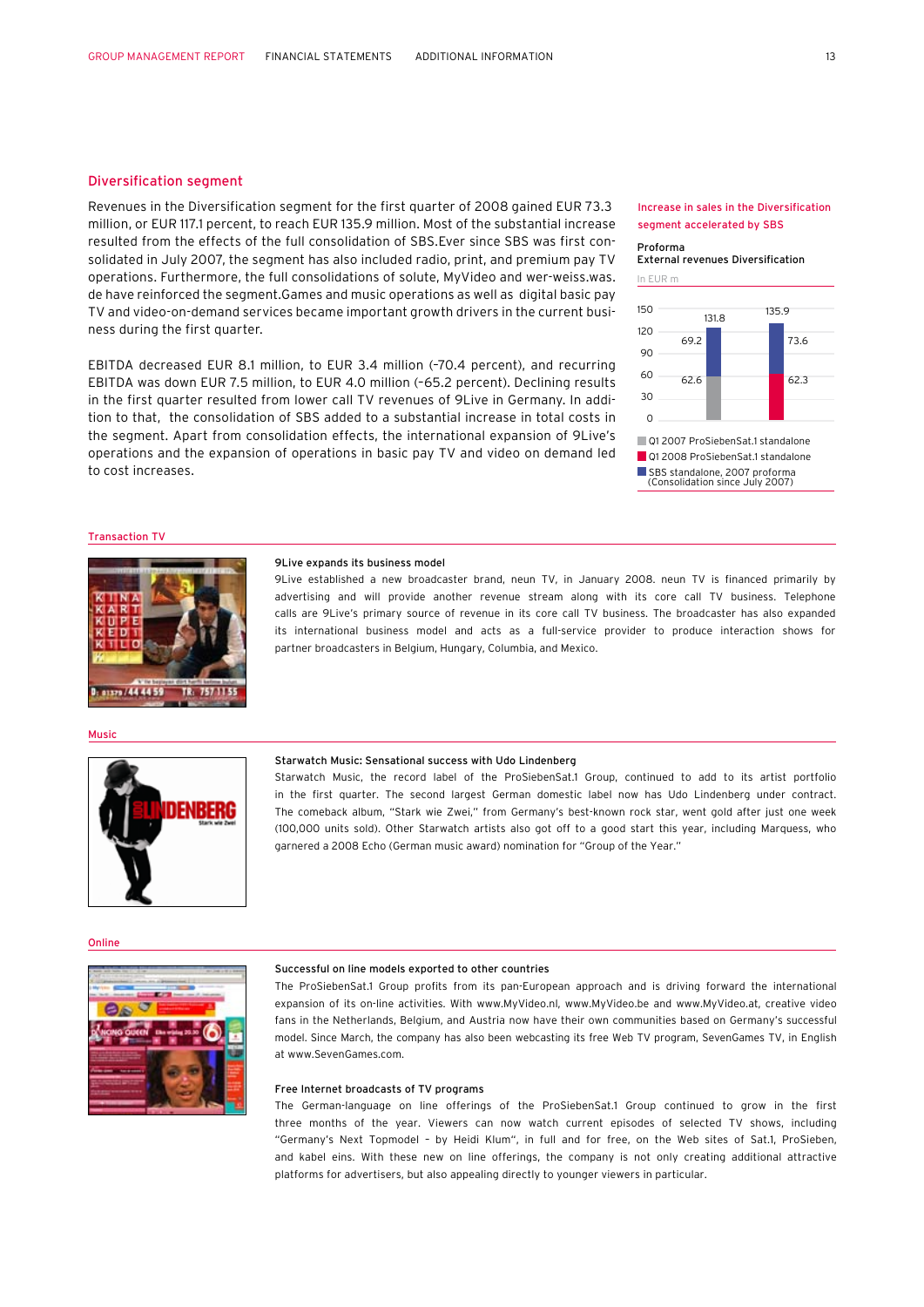## Diversification segment

Revenues in the Diversification segment for the first quarter of 2008 gained EUR 73.3 million, or EUR 117.1 percent, to reach EUR 135.9 million. Most of the substantial increase resulted from the effects of the full consolidation of SBS.Ever since SBS was first consolidated in July 2007, the segment has also included radio, print, and premium pay TV operations. Furthermore, the full consolidations of solute, MyVideo and wer-weiss.was.de have reinforced the segment.Games and music operations as well as digital basic pay TV and video-on-demand services became important growth drivers in the current business during the first quarter.

EBITDA decreased EUR 8.1 million, to EUR 3.4 million (–70.4 percent), and recurring EBITDA was down EUR 7.5 million, to EUR 4.0 million (–65.2 percent). Declining results in the first quarter resulted from lower call TV revenues of 9Live in Germany. In addition to that, the consolidation of SBS added to a substantial increase in total costs in the segment. Apart from consolidation effects, the international expansion of 9Live's operations and the expansion of operations in basic pay TV and video on demand led to cost increases.

**Increase in sales in the Diversification segment accelerated by SBS**

**Proforma**
**External revenues Diversification**

In EUR m

| | Q1 2007 | Q1 2008 |
|---|---|---|
| ProSiebenSat.1 standalone | 62.6 | 62.3 |
| SBS standalone, 2007 proforma (Consolidation since July 2007) | 69.2 | 73.6 |
| Total | 131.8 | 135.9 |

### Transaction TV

**9Live expands its business model**

9Live established a new broadcaster brand, neun TV, in January 2008. neun TV is financed primarily by advertising and will provide another revenue stream along with its core call TV business. Telephone calls are 9Live's primary source of revenue in its core call TV business. The broadcaster has also expanded its international business model and acts as a full-service provider to produce interaction shows for partner broadcasters in Belgium, Hungary, Columbia, and Mexico.

### Music

**Starwatch Music: Sensational success with Udo Lindenberg**

Starwatch Music, the record label of the ProSiebenSat.1 Group, continued to add to its artist portfolio in the first quarter. The second largest German domestic label now has Udo Lindenberg under contract. The comeback album, "Stark wie Zwei," from Germany's best-known rock star, went gold after just one week (100,000 units sold). Other Starwatch artists also got off to a good start this year, including Marquess, who garnered a 2008 Echo (German music award) nomination for "Group of the Year."

### Online

**Successful on line models exported to other countries**

The ProSiebenSat.1 Group profits from its pan-European approach and is driving forward the international expansion of its on-line activities. With www.MyVideo.nl, www.MyVideo.be and www.MyVideo.at, creative video fans in the Netherlands, Belgium, and Austria now have their own communities based on Germany's successful model. Since March, the company has also been webcasting its free Web TV program, SevenGames TV, in English at www.SevenGames.com.

**Free Internet broadcasts of TV programs**

The German-language on line offerings of the ProSiebenSat.1 Group continued to grow in the first three months of the year. Viewers can now watch current episodes of selected TV shows, including "Germany's Next Topmodel – by Heidi Klum", in full and for free, on the Web sites of Sat.1, ProSieben, and kabel eins. With these new on line offerings, the company is not only creating additional attractive platforms for advertisers, but also appealing directly to younger viewers in particular.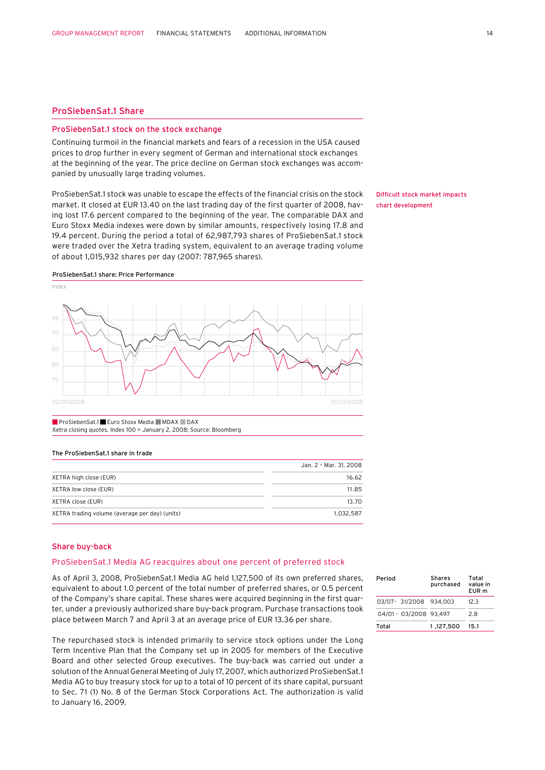## ProSiebenSat.1 Share

### ProSiebenSat.1 stock on the stock exchange

Continuing turmoil in the financial markets and fears of a recession in the USA caused prices to drop further in every segment of German and international stock exchanges at the beginning of the year. The price decline on German stock exchanges was accompanied by unusually large trading volumes.

Difficult stock market impacts chart development

ProSiebenSat.1 stock was unable to escape the effects of the financial crisis on the stock market. It closed at EUR 13.40 on the last trading day of the first quarter of 2008, having lost 17.6 percent compared to the beginning of the year. The comparable DAX and Euro Stoxx Media indexes were down by similar amounts, respectively losing 17.8 and 19.4 percent. During the period a total of 62,987,793 shares of ProSiebenSat.1 stock were traded over the Xetra trading system, equivalent to an average trading volume of about 1,015,932 shares per day (2007: 787,965 shares).

**ProSiebenSat.1 share: Price Performance**

Index

95
90
85
80
75

02/01/2008 — 31/03/2008

ProSiebenSat.1 ■ Euro Stoxx Media ■ MDAX ■ DAX

Xetra closing quotes. Index 100 = January 2, 2008; Source: Bloomberg

**The ProSiebenSat.1 share in trade**

| | Jan. 2 - Mar. 31, 2008 |
|---|---|
| XETRA high close (EUR) | 16.62 |
| XETRA low close (EUR) | 11.85 |
| XETRA close (EUR) | 13.70 |
| XETRA trading volume (average per day) (units) | 1,032,587 |

## Share buy-back

### ProSiebenSat.1 Media AG reacquires about one percent of preferred stock

As of April 3, 2008, ProSiebenSat.1 Media AG held 1,127,500 of its own preferred shares, equivalent to about 1.0 percent of the total number of preferred shares, or 0.5 percent of the Company's share capital. These shares were acquired beginning in the first quarter, under a previously authorized share buy-back program. Purchase transactions took place between March 7 and April 3 at an average price of EUR 13.36 per share.

| Period | Shares purchased | Total value in EUR m |
|---|---|---|
| 03/07- 31/2008 | 934,003 | 12.3 |
| 04/01 - 03/2008 | 93,497 | 2.8 |
| Total | 1 ,127,500 | 15.1 |

The repurchased stock is intended primarily to service stock options under the Long Term Incentive Plan that the Company set up in 2005 for members of the Executive Board and other selected Group executives. The buy-back was carried out under a solution of the Annual General Meeting of July 17, 2007, which authorized ProSiebenSat.1 Media AG to buy treasury stock for up to a total of 10 percent of its share capital, pursuant to Sec. 71 (1) No. 8 of the German Stock Corporations Act. The authorization is valid to January 16, 2009.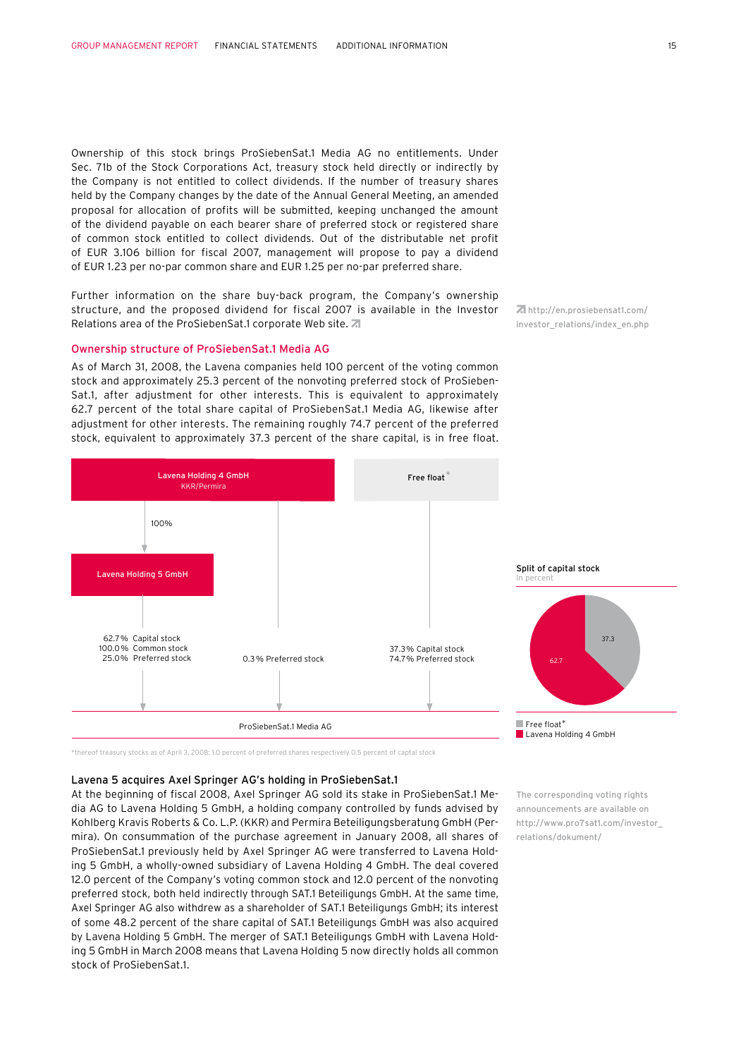Ownership of this stock brings ProSiebenSat.1 Media AG no entitlements. Under Sec. 71b of the Stock Corporations Act, treasury stock held directly or indirectly by the Company is not entitled to collect dividends. If the number of treasury shares held by the Company changes by the date of the Annual General Meeting, an amended proposal for allocation of profits will be submitted, keeping unchanged the amount of the dividend payable on each bearer share of preferred stock or registered share of common stock entitled to collect dividends. Out of the distributable net profit of EUR 3.106 billion for fiscal 2007, management will propose to pay a dividend of EUR 1.23 per no-par common share and EUR 1.25 per no-par preferred share.

Further information on the share buy-back program, the Company's ownership structure, and the proposed dividend for fiscal 2007 is available in the Investor Relations area of the ProSiebenSat.1 corporate Web site.

http://en.prosiebensat1.com/investor_relations/index_en.php

## Ownership structure of ProSiebenSat.1 Media AG

As of March 31, 2008, the Lavena companies held 100 percent of the voting common stock and approximately 25.3 percent of the nonvoting preferred stock of ProSiebenSat.1, after adjustment for other interests. This is equivalent to approximately 62.7 percent of the total share capital of ProSiebenSat.1 Media AG, likewise after adjustment for other interests. The remaining roughly 74.7 percent of the preferred stock, equivalent to approximately 37.3 percent of the share capital, is in free float.

Lavena Holding 4 GmbH
KKR/Permira

Free float*

100%

Lavena Holding 5 GmbH

62.7% Capital stock
100.0% Common stock
25.0% Preferred stock

0.3% Preferred stock

37.3% Capital stock
74.7% Preferred stock

ProSiebenSat.1 Media AG

*thereof treasury stocks as of April 3, 2008: 1.0 percent of preferred shares respectively 0.5 percent of captal stock

**Split of capital stock**
In percent

| Shareholder | Percent |
|---|---|
| Free float* | 37.3 |
| Lavena Holding 4 GmbH | 62.7 |

### Lavena 5 acquires Axel Springer AG's holding in ProSiebenSat.1

At the beginning of fiscal 2008, Axel Springer AG sold its stake in ProSiebenSat.1 Media AG to Lavena Holding 5 GmbH, a holding company controlled by funds advised by Kohlberg Kravis Roberts & Co. L.P. (KKR) and Permira Beteiligungsberatung GmbH (Permira). On consummation of the purchase agreement in January 2008, all shares of ProSiebenSat.1 previously held by Axel Springer AG were transferred to Lavena Holding 5 GmbH, a wholly-owned subsidiary of Lavena Holding 4 GmbH. The deal covered 12.0 percent of the Company's voting common stock and 12.0 percent of the nonvoting preferred stock, both held indirectly through SAT.1 Beteiligungs GmbH. At the same time, Axel Springer AG also withdrew as a shareholder of SAT.1 Beteiligungs GmbH; its interest of some 48.2 percent of the share capital of SAT.1 Beteiligungs GmbH was also acquired by Lavena Holding 5 GmbH. The merger of SAT.1 Beteiligungs GmbH with Lavena Holding 5 GmbH in March 2008 means that Lavena Holding 5 now directly holds all common stock of ProSiebenSat.1.

The corresponding voting rights announcements are available on http://www.pro7sat1.com/investor_relations/dokument/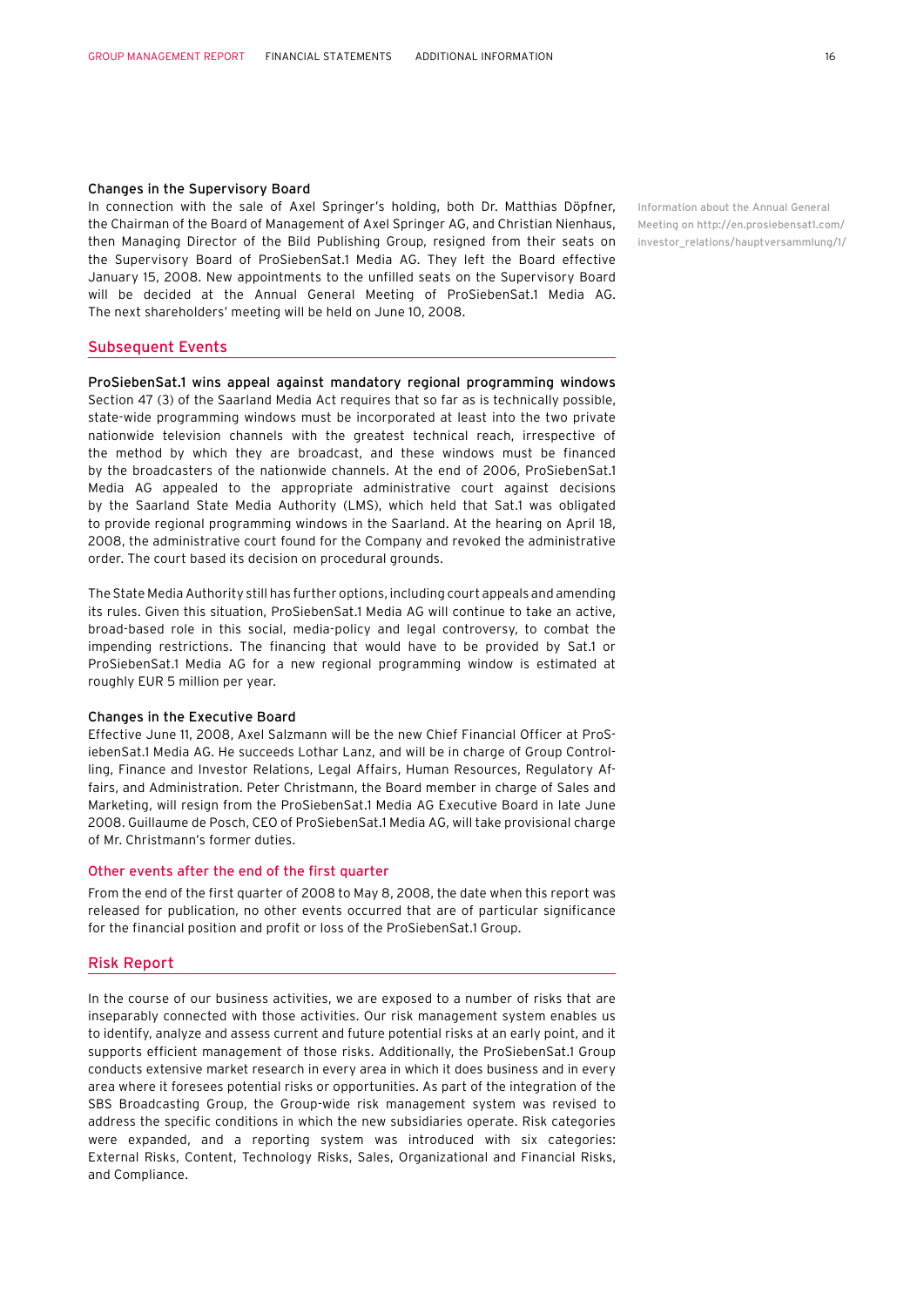### Changes in the Supervisory Board

In connection with the sale of Axel Springer's holding, both Dr. Matthias Döpfner, the Chairman of the Board of Management of Axel Springer AG, and Christian Nienhaus, then Managing Director of the Bild Publishing Group, resigned from their seats on the Supervisory Board of ProSiebenSat.1 Media AG. They left the Board effective January 15, 2008. New appointments to the unfilled seats on the Supervisory Board will be decided at the Annual General Meeting of ProSiebenSat.1 Media AG. The next shareholders' meeting will be held on June 10, 2008.

Information about the Annual General Meeting on http://en.prosiebensat1.com/investor_relations/hauptversammlung/1/

## Subsequent Events

### ProSiebenSat.1 wins appeal against mandatory regional programming windows

Section 47 (3) of the Saarland Media Act requires that so far as is technically possible, state-wide programming windows must be incorporated at least into the two private nationwide television channels with the greatest technical reach, irrespective of the method by which they are broadcast, and these windows must be financed by the broadcasters of the nationwide channels. At the end of 2006, ProSiebenSat.1 Media AG appealed to the appropriate administrative court against decisions by the Saarland State Media Authority (LMS), which held that Sat.1 was obligated to provide regional programming windows in the Saarland. At the hearing on April 18, 2008, the administrative court found for the Company and revoked the administrative order. The court based its decision on procedural grounds.

The State Media Authority still has further options, including court appeals and amending its rules. Given this situation, ProSiebenSat.1 Media AG will continue to take an active, broad-based role in this social, media-policy and legal controversy, to combat the impending restrictions. The financing that would have to be provided by Sat.1 or ProSiebenSat.1 Media AG for a new regional programming window is estimated at roughly EUR 5 million per year.

### Changes in the Executive Board

Effective June 11, 2008, Axel Salzmann will be the new Chief Financial Officer at ProSiebenSat.1 Media AG. He succeeds Lothar Lanz, and will be in charge of Group Controlling, Finance and Investor Relations, Legal Affairs, Human Resources, Regulatory Affairs, and Administration. Peter Christmann, the Board member in charge of Sales and Marketing, will resign from the ProSiebenSat.1 Media AG Executive Board in late June 2008. Guillaume de Posch, CEO of ProSiebenSat.1 Media AG, will take provisional charge of Mr. Christmann's former duties.

### Other events after the end of the first quarter

From the end of the first quarter of 2008 to May 8, 2008, the date when this report was released for publication, no other events occurred that are of particular significance for the financial position and profit or loss of the ProSiebenSat.1 Group.

## Risk Report

In the course of our business activities, we are exposed to a number of risks that are inseparably connected with those activities. Our risk management system enables us to identify, analyze and assess current and future potential risks at an early point, and it supports efficient management of those risks. Additionally, the ProSiebenSat.1 Group conducts extensive market research in every area in which it does business and in every area where it foresees potential risks or opportunities. As part of the integration of the SBS Broadcasting Group, the Group-wide risk management system was revised to address the specific conditions in which the new subsidiaries operate. Risk categories were expanded, and a reporting system was introduced with six categories: External Risks, Content, Technology Risks, Sales, Organizational and Financial Risks, and Compliance.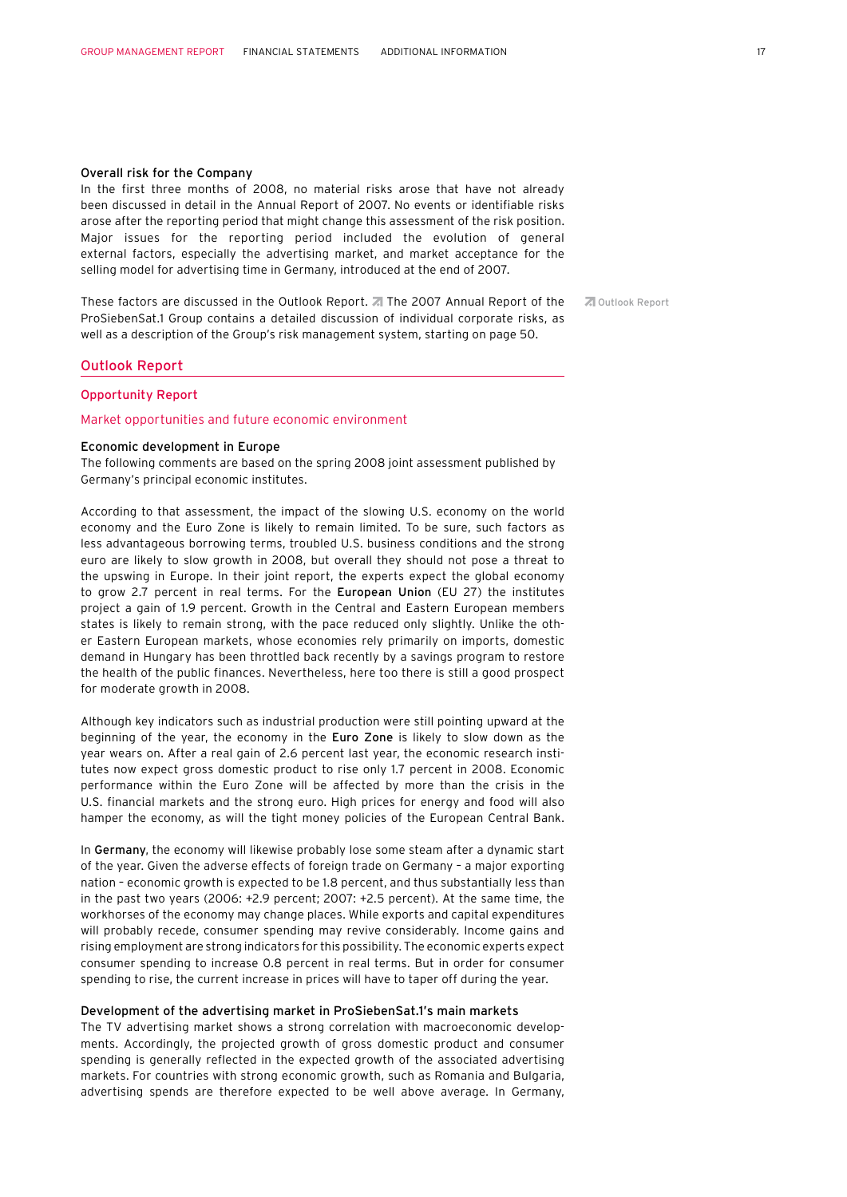### Overall risk for the Company

In the first three months of 2008, no material risks arose that have not already been discussed in detail in the Annual Report of 2007. No events or identifiable risks arose after the reporting period that might change this assessment of the risk position. Major issues for the reporting period included the evolution of general external factors, especially the advertising market, and market acceptance for the selling model for advertising time in Germany, introduced at the end of 2007.

These factors are discussed in the Outlook Report. The 2007 Annual Report of the ProSiebenSat.1 Group contains a detailed discussion of individual corporate risks, as well as a description of the Group's risk management system, starting on page 50.

Outlook Report

## Outlook Report

### Opportunity Report

#### Market opportunities and future economic environment

**Economic development in Europe**

The following comments are based on the spring 2008 joint assessment published by Germany's principal economic institutes.

According to that assessment, the impact of the slowing U.S. economy on the world economy and the Euro Zone is likely to remain limited. To be sure, such factors as less advantageous borrowing terms, troubled U.S. business conditions and the strong euro are likely to slow growth in 2008, but overall they should not pose a threat to the upswing in Europe. In their joint report, the experts expect the global economy to grow 2.7 percent in real terms. For the **European Union** (EU 27) the institutes project a gain of 1.9 percent. Growth in the Central and Eastern European members states is likely to remain strong, with the pace reduced only slightly. Unlike the other Eastern European markets, whose economies rely primarily on imports, domestic demand in Hungary has been throttled back recently by a savings program to restore the health of the public finances. Nevertheless, here too there is still a good prospect for moderate growth in 2008.

Although key indicators such as industrial production were still pointing upward at the beginning of the year, the economy in the **Euro Zone** is likely to slow down as the year wears on. After a real gain of 2.6 percent last year, the economic research institutes now expect gross domestic product to rise only 1.7 percent in 2008. Economic performance within the Euro Zone will be affected by more than the crisis in the U.S. financial markets and the strong euro. High prices for energy and food will also hamper the economy, as will the tight money policies of the European Central Bank.

In **Germany**, the economy will likewise probably lose some steam after a dynamic start of the year. Given the adverse effects of foreign trade on Germany – a major exporting nation – economic growth is expected to be 1.8 percent, and thus substantially less than in the past two years (2006: +2.9 percent; 2007: +2.5 percent). At the same time, the workhorses of the economy may change places. While exports and capital expenditures will probably recede, consumer spending may revive considerably. Income gains and rising employment are strong indicators for this possibility. The economic experts expect consumer spending to increase 0.8 percent in real terms. But in order for consumer spending to rise, the current increase in prices will have to taper off during the year.

**Development of the advertising market in ProSiebenSat.1's main markets**

The TV advertising market shows a strong correlation with macroeconomic developments. Accordingly, the projected growth of gross domestic product and consumer spending is generally reflected in the expected growth of the associated advertising markets. For countries with strong economic growth, such as Romania and Bulgaria, advertising spends are therefore expected to be well above average. In Germany,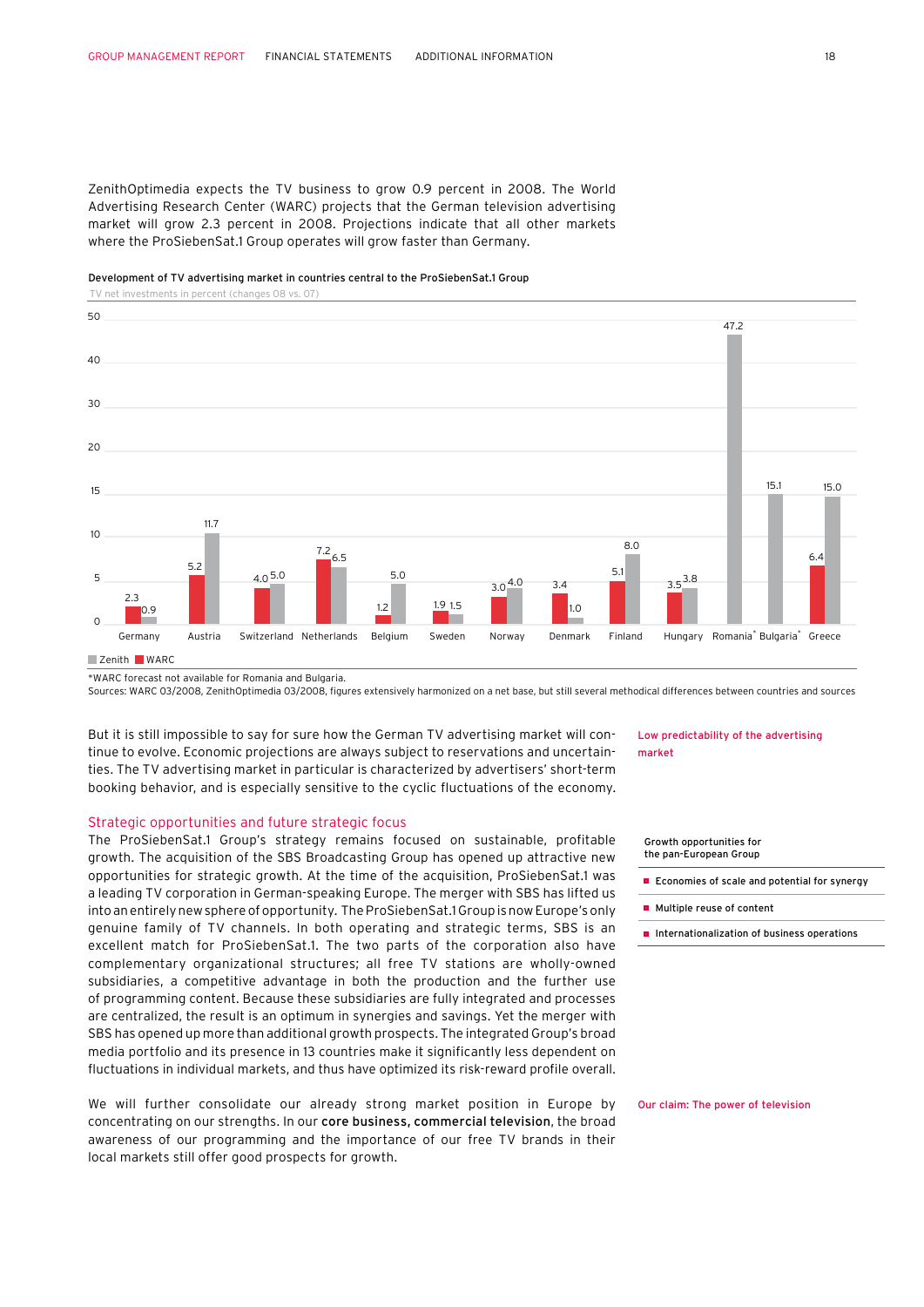ZenithOptimedia expects the TV business to grow 0.9 percent in 2008. The World Advertising Research Center (WARC) projects that the German television advertising market will grow 2.3 percent in 2008. Projections indicate that all other markets where the ProSiebenSat.1 Group operates will grow faster than Germany.

**Development of TV advertising market in countries central to the ProSiebenSat.1 Group**

TV net investments in percent (changes 08 vs. 07)

| Country | Zenith | WARC |
|---|---|---|
| Germany | 0.9 | 2.3 |
| Austria | 11.7 | 5.2 |
| Switzerland | 5.0 | 4.0 |
| Netherlands | 6.5 | 7.2 |
| Belgium | 5.0 | 1.2 |
| Sweden | 1.5 | 1.9 |
| Norway | 4.0 | 3.0 |
| Denmark | 1.0 | 3.4 |
| Finland | 8.0 | 5.1 |
| Hungary | 3.8 | 3.5 |
| Romania* | 47.2 | |
| Bulgaria* | 15.1 | |
| Greece | 15.0 | 6.4 |

*WARC forecast not available for Romania and Bulgaria.

Sources: WARC 03/2008, ZenithOptimedia 03/2008, figures extensively harmonized on a net base, but still several methodical differences between countries and sources

**Low predictability of the advertising market**

But it is still impossible to say for sure how the German TV advertising market will continue to evolve. Economic projections are always subject to reservations and uncertainties. The TV advertising market in particular is characterized by advertisers' short-term booking behavior, and is especially sensitive to the cyclic fluctuations of the economy.

## Strategic opportunities and future strategic focus

**Growth opportunities for the pan-European Group**

- Economies of scale and potential for synergy
- Multiple reuse of content
- Internationalization of business operations

The ProSiebenSat.1 Group's strategy remains focused on sustainable, profitable growth. The acquisition of the SBS Broadcasting Group has opened up attractive new opportunities for strategic growth. At the time of the acquisition, ProSiebenSat.1 was a leading TV corporation in German-speaking Europe. The merger with SBS has lifted us into an entirely new sphere of opportunity. The ProSiebenSat.1 Group is now Europe's only genuine family of TV channels. In both operating and strategic terms, SBS is an excellent match for ProSiebenSat.1. The two parts of the corporation also have complementary organizational structures; all free TV stations are wholly-owned subsidiaries, a competitive advantage in both the production and the further use of programming content. Because these subsidiaries are fully integrated and processes are centralized, the result is an optimum in synergies and savings. Yet the merger with SBS has opened up more than additional growth prospects. The integrated Group's broad media portfolio and its presence in 13 countries make it significantly less dependent on fluctuations in individual markets, and thus have optimized its risk-reward profile overall.

**Our claim: The power of television**

We will further consolidate our already strong market position in Europe by concentrating on our strengths. In our **core business, commercial television**, the broad awareness of our programming and the importance of our free TV brands in their local markets still offer good prospects for growth.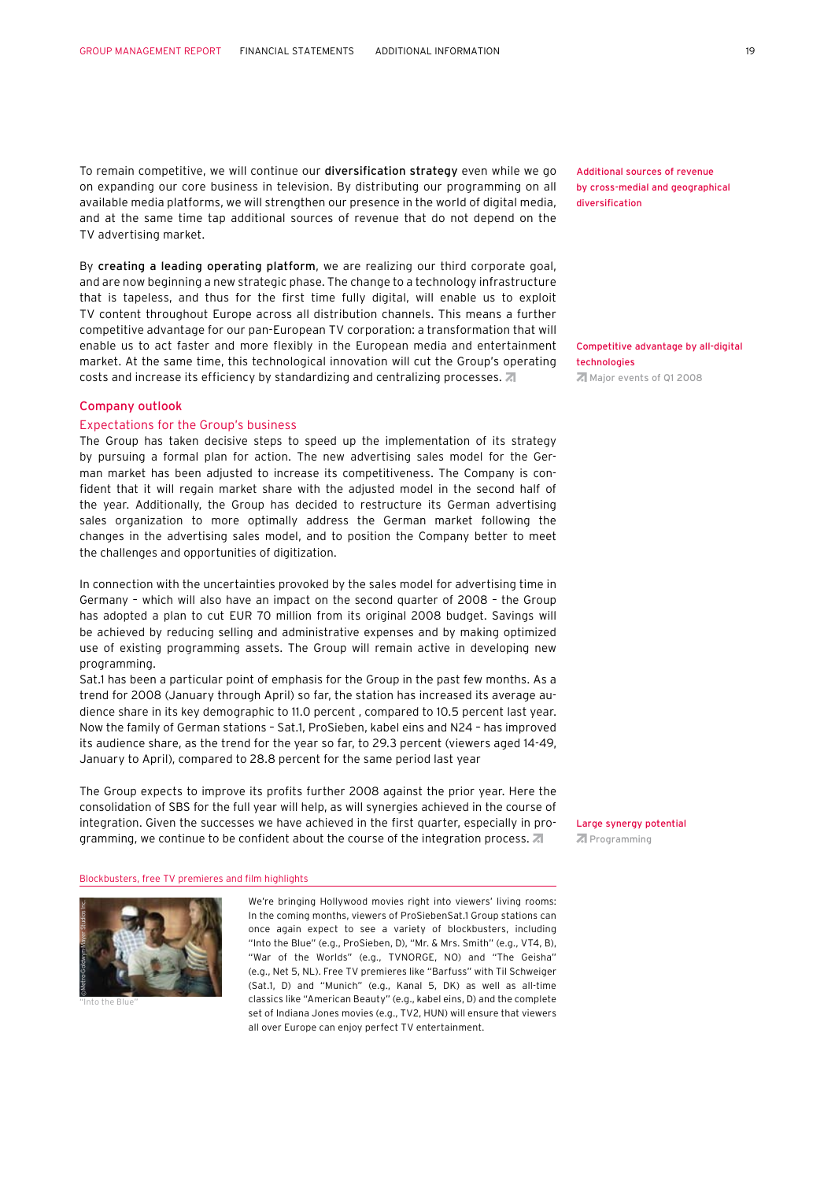To remain competitive, we will continue our **diversification strategy** even while we go on expanding our core business in television. By distributing our programming on all available media platforms, we will strengthen our presence in the world of digital media, and at the same time tap additional sources of revenue that do not depend on the TV advertising market.

Additional sources of revenue by cross-medial and geographical diversification

By **creating a leading operating platform**, we are realizing our third corporate goal, and are now beginning a new strategic phase. The change to a technology infrastructure that is tapeless, and thus for the first time fully digital, will enable us to exploit TV content throughout Europe across all distribution channels. This means a further competitive advantage for our pan-European TV corporation: a transformation that will enable us to act faster and more flexibly in the European media and entertainment market. At the same time, this technological innovation will cut the Group's operating costs and increase its efficiency by standardizing and centralizing processes.

Competitive advantage by all-digital technologies

Major events of Q1 2008

## Company outlook

### Expectations for the Group's business

The Group has taken decisive steps to speed up the implementation of its strategy by pursuing a formal plan for action. The new advertising sales model for the German market has been adjusted to increase its competitiveness. The Company is confident that it will regain market share with the adjusted model in the second half of the year. Additionally, the Group has decided to restructure its German advertising sales organization to more optimally address the German market following the changes in the advertising sales model, and to position the Company better to meet the challenges and opportunities of digitization.

In connection with the uncertainties provoked by the sales model for advertising time in Germany – which will also have an impact on the second quarter of 2008 – the Group has adopted a plan to cut EUR 70 million from its original 2008 budget. Savings will be achieved by reducing selling and administrative expenses and by making optimized use of existing programming assets. The Group will remain active in developing new programming.

Sat.1 has been a particular point of emphasis for the Group in the past few months. As a trend for 2008 (January through April) so far, the station has increased its average audience share in its key demographic to 11.0 percent , compared to 10.5 percent last year. Now the family of German stations – Sat.1, ProSieben, kabel eins and N24 – has improved its audience share, as the trend for the year so far, to 29.3 percent (viewers aged 14-49, January to April), compared to 28.8 percent for the same period last year

The Group expects to improve its profits further 2008 against the prior year. Here the consolidation of SBS for the full year will help, as will synergies achieved in the course of integration. Given the successes we have achieved in the first quarter, especially in programming, we continue to be confident about the course of the integration process.

Large synergy potential

Programming

#### Blockbusters, free TV premieres and film highlights

©Metro-Goldwyn-Mayer Studios Inc.

"Into the Blue"

We're bringing Hollywood movies right into viewers' living rooms: In the coming months, viewers of ProSiebenSat.1 Group stations can once again expect to see a variety of blockbusters, including "Into the Blue" (e.g., ProSieben, D), "Mr. & Mrs. Smith" (e.g., VT4, B), "War of the Worlds" (e.g., TVNORGE, NO) and "The Geisha" (e.g., Net 5, NL). Free TV premieres like "Barfuss" with Til Schweiger (Sat.1, D) and "Munich" (e.g., Kanal 5, DK) as well as all-time classics like "American Beauty" (e.g., kabel eins, D) and the complete set of Indiana Jones movies (e.g., TV2, HUN) will ensure that viewers all over Europe can enjoy perfect TV entertainment.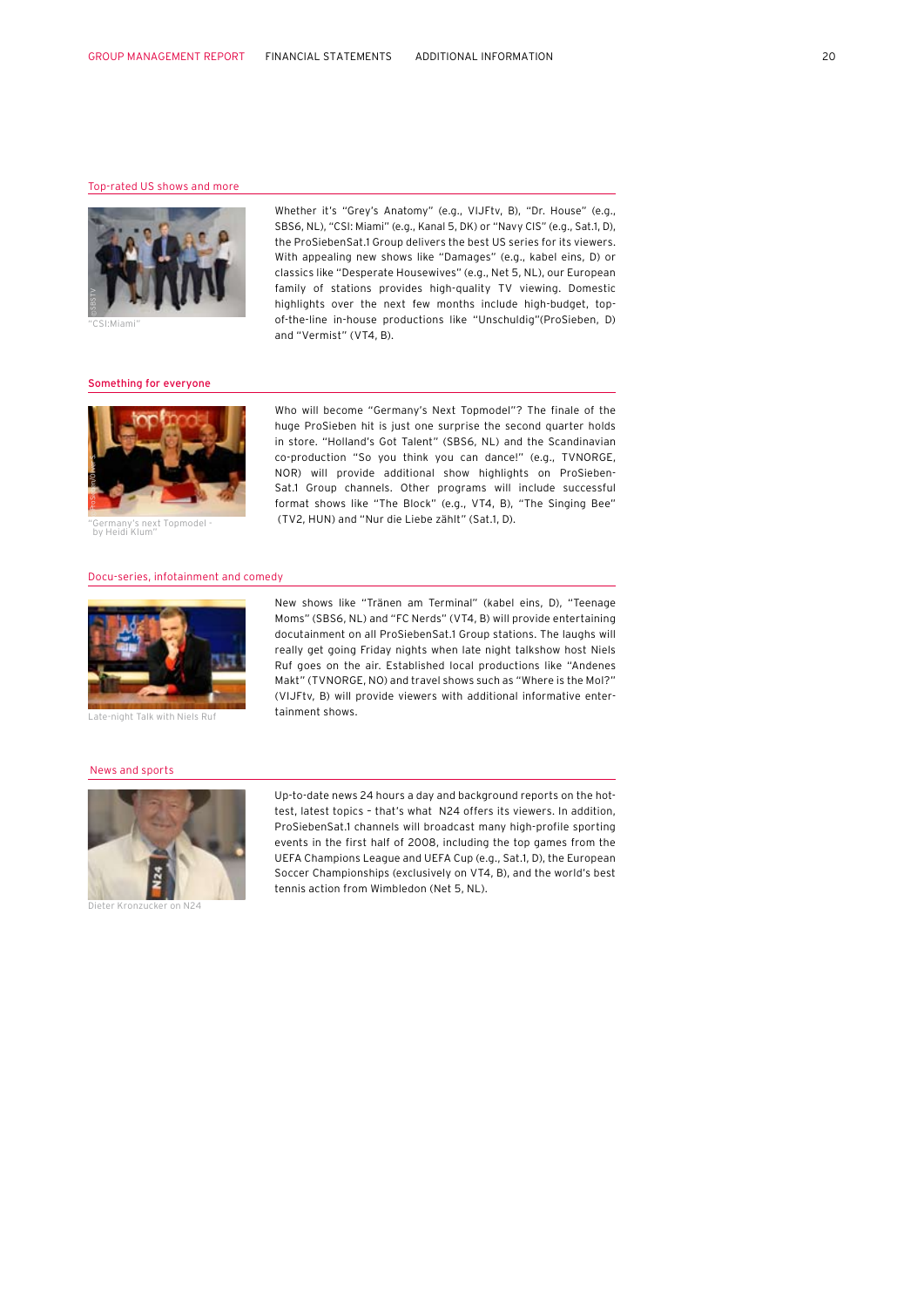## Top-rated US shows and more

"CSI:Miami"

Whether it's "Grey's Anatomy" (e.g., VIJFtv, B), "Dr. House" (e.g., SBS6, NL), "CSI: Miami" (e.g., Kanal 5, DK) or "Navy CIS" (e.g., Sat.1, D), the ProSiebenSat.1 Group delivers the best US series for its viewers. With appealing new shows like "Damages" (e.g., kabel eins, D) or classics like "Desperate Housewives" (e.g., Net 5, NL), our European family of stations provides high-quality TV viewing. Domestic highlights over the next few months include high-budget, top-of-the-line in-house productions like "Unschuldig"(ProSieben, D) and "Vermist" (VT4, B).

## Something for everyone

"Germany's next Topmodel - by Heidi Klum"

Who will become "Germany's Next Topmodel"? The finale of the huge ProSieben hit is just one surprise the second quarter holds in store. "Holland's Got Talent" (SBS6, NL) and the Scandinavian co-production "So you think you can dance!" (e.g., TVNORGE, NOR) will provide additional show highlights on ProSieben-Sat.1 Group channels. Other programs will include successful format shows like "The Block" (e.g., VT4, B), "The Singing Bee" (TV2, HUN) and "Nur die Liebe zählt" (Sat.1, D).

## Docu-series, infotainment and comedy

Late-night Talk with Niels Ruf

New shows like "Tränen am Terminal" (kabel eins, D), "Teenage Moms" (SBS6, NL) and "FC Nerds" (VT4, B) will provide entertaining docutainment on all ProSiebenSat.1 Group stations. The laughs will really get going Friday nights when late night talkshow host Niels Ruf goes on the air. Established local productions like "Andenes Makt" (TVNORGE, NO) and travel shows such as "Where is the Mol?" (VIJFtv, B) will provide viewers with additional informative entertainment shows.

## News and sports

Dieter Kronzucker on N24

Up-to-date news 24 hours a day and background reports on the hottest, latest topics – that's what N24 offers its viewers. In addition, ProSiebenSat.1 channels will broadcast many high-profile sporting events in the first half of 2008, including the top games from the UEFA Champions League and UEFA Cup (e.g., Sat.1, D), the European Soccer Championships (exclusively on VT4, B), and the world's best tennis action from Wimbledon (Net 5, NL).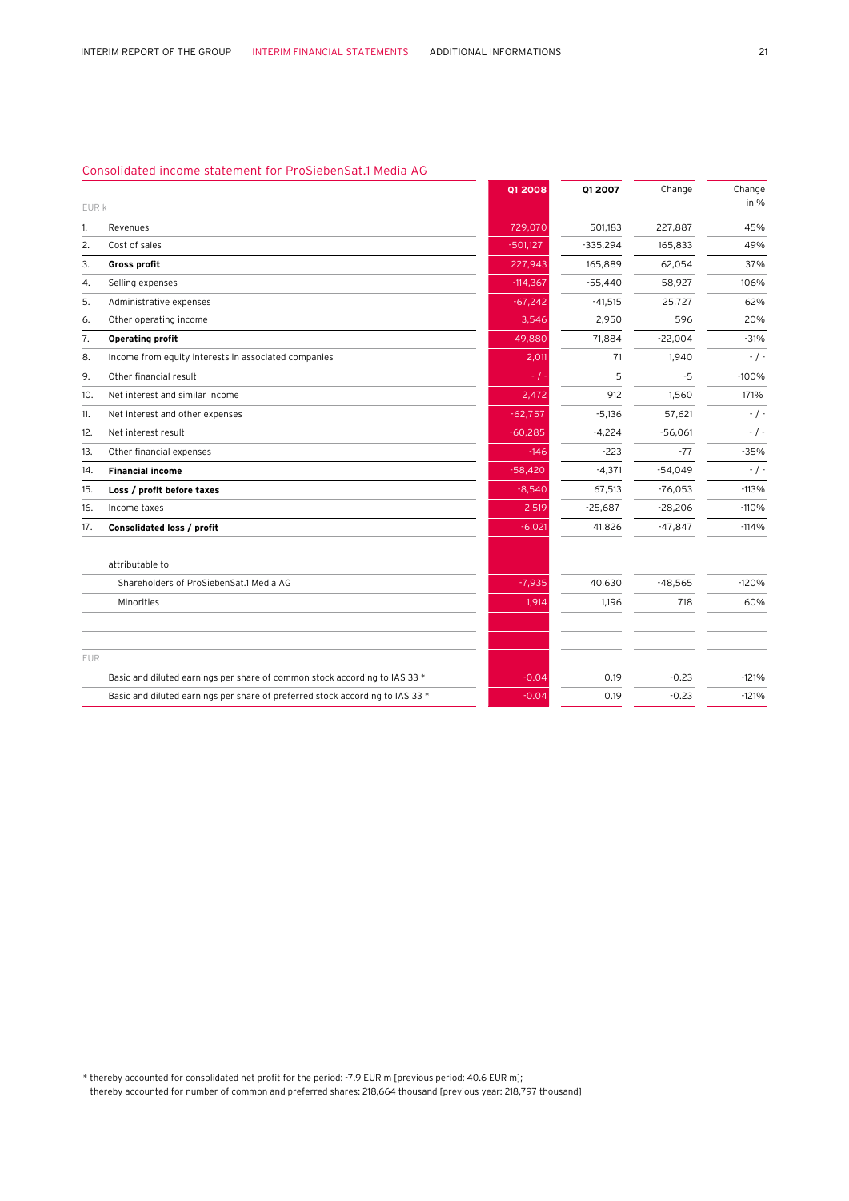## Consolidated income statement for ProSiebenSat.1 Media AG

| EUR k | | Q1 2008 | Q1 2007 | Change | Change in % |
|---|---|---|---|---|---|
| 1. | Revenues | 729,070 | 501,183 | 227,887 | 45% |
| 2. | Cost of sales | -501,127 | -335,294 | 165,833 | 49% |
| 3. | **Gross profit** | 227,943 | 165,889 | 62,054 | 37% |
| 4. | Selling expenses | -114,367 | -55,440 | 58,927 | 106% |
| 5. | Administrative expenses | -67,242 | -41,515 | 25,727 | 62% |
| 6. | Other operating income | 3,546 | 2,950 | 596 | 20% |
| 7. | **Operating profit** | 49,880 | 71,884 | -22,004 | -31% |
| 8. | Income from equity interests in associated companies | 2,011 | 71 | 1,940 | - / - |
| 9. | Other financial result | - / - | 5 | -5 | -100% |
| 10. | Net interest and similar income | 2,472 | 912 | 1,560 | 171% |
| 11. | Net interest and other expenses | -62,757 | -5,136 | 57,621 | - / - |
| 12. | Net interest result | -60,285 | -4,224 | -56,061 | - / - |
| 13. | Other financial expenses | -146 | -223 | -77 | -35% |
| 14. | **Financial income** | -58,420 | -4,371 | -54,049 | - / - |
| 15. | **Loss / profit before taxes** | -8,540 | 67,513 | -76,053 | -113% |
| 16. | Income taxes | 2,519 | -25,687 | -28,206 | -110% |
| 17. | **Consolidated loss / profit** | -6,021 | 41,826 | -47,847 | -114% |
| | | | | | |
| | attributable to | | | | |
| | Shareholders of ProSiebenSat.1 Media AG | -7,935 | 40,630 | -48,565 | -120% |
| | Minorities | 1,914 | 1,196 | 718 | 60% |
| | | | | | |
| EUR | | | | | |
| | Basic and diluted earnings per share of common stock according to IAS 33 * | -0.04 | 0.19 | -0.23 | -121% |
| | Basic and diluted earnings per share of preferred stock according to IAS 33 * | -0.04 | 0.19 | -0.23 | -121% |

* thereby accounted for consolidated net profit for the period: -7.9 EUR m [previous period: 40.6 EUR m];
thereby accounted for number of common and preferred shares: 218,664 thousand [previous year: 218,797 thousand]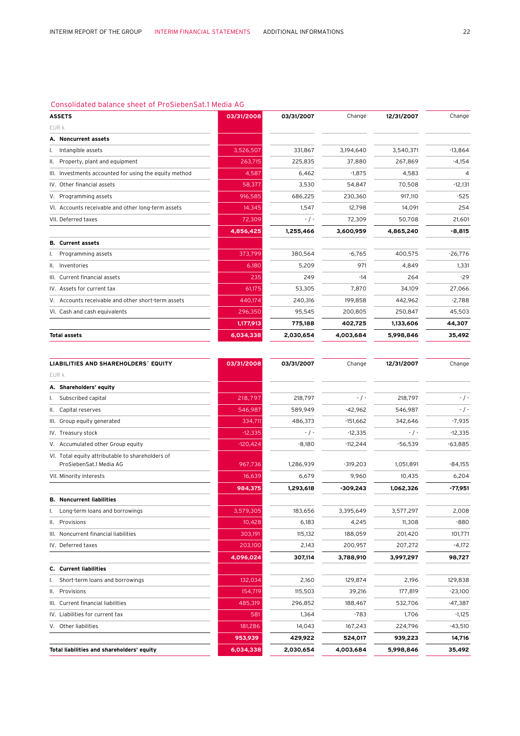## Consolidated balance sheet of ProSiebenSat.1 Media AG

| ASSETS | 03/31/2008 | 03/31/2007 | Change | 12/31/2007 | Change |
|---|---|---|---|---|---|
| EUR k | | | | | |
| **A. Noncurrent assets** | | | | | |
| I. Intangible assets | 3,526,507 | 331,867 | 3,194,640 | 3,540,371 | -13,864 |
| II. Property, plant and equipment | 263,715 | 225,835 | 37,880 | 267,869 | -4,154 |
| III. Investments accounted for using the equity method | 4,587 | 6,462 | -1,875 | 4,583 | 4 |
| IV. Other financial assets | 58,377 | 3,530 | 54,847 | 70,508 | -12,131 |
| V. Programming assets | 916,585 | 686,225 | 230,360 | 917,110 | -525 |
| VI. Accounts receivable and other long-term assets | 14,345 | 1,547 | 12,798 | 14,091 | 254 |
| VII. Deferred taxes | 72,309 | - / - | 72,309 | 50,708 | 21,601 |
| | **4,856,425** | **1,255,466** | **3,600,959** | **4,865,240** | **-8,815** |
| **B. Current assets** | | | | | |
| I. Programming assets | 373,799 | 380,564 | -6,765 | 400,575 | -26,776 |
| II. Inventories | 6,180 | 5,209 | 971 | 4,849 | 1,331 |
| III. Current financial assets | 235 | 249 | -14 | 264 | -29 |
| IV. Assets for current tax | 61,175 | 53,305 | 7,870 | 34,109 | 27,066 |
| V. Accounts receivable and other short-term assets | 440,174 | 240,316 | 199,858 | 442,962 | -2,788 |
| VI. Cash and cash equivalents | 296,350 | 95,545 | 200,805 | 250,847 | 45,503 |
| | **1,177,913** | **775,188** | **402,725** | **1,133,606** | **44,307** |
| **Total assets** | **6,034,338** | **2,030,654** | **4,003,684** | **5,998,846** | **35,492** |

| LIABILITIES AND SHAREHOLDERS´ EQUITY | 03/31/2008 | 03/31/2007 | Change | 12/31/2007 | Change |
|---|---|---|---|---|---|
| EUR k | | | | | |
| **A. Shareholders' equity** | | | | | |
| I. Subscribed capital | 218,797 | 218,797 | - / - | 218,797 | - / - |
| II. Capital reserves | 546,987 | 589,949 | -42,962 | 546,987 | - / - |
| III. Group equity generated | 334,711 | 486,373 | -151,662 | 342,646 | -7,935 |
| IV. Treasury stock | -12,335 | - / - | -12,335 | - / - | -12,335 |
| V. Accumulated other Group equity | -120,424 | -8,180 | -112,244 | -56,539 | -63,885 |
| VI. Total equity attributable to shareholders of ProSiebenSat.1 Media AG | 967,736 | 1,286,939 | -319,203 | 1,051,891 | -84,155 |
| VII. Minority interests | 16,639 | 6,679 | 9,960 | 10,435 | 6,204 |
| | **984,375** | **1,293,618** | **-309,243** | **1,062,326** | **-77,951** |
| **B. Noncurrent liabilities** | | | | | |
| I. Long-term loans and borrowings | 3,579,305 | 183,656 | 3,395,649 | 3,577,297 | 2,008 |
| II. Provisions | 10,428 | 6,183 | 4,245 | 11,308 | -880 |
| III. Noncurrent financial liabilities | 303,191 | 115,132 | 188,059 | 201,420 | 101,771 |
| IV. Deferred taxes | 203,100 | 2,143 | 200,957 | 207,272 | -4,172 |
| | **4,096,024** | **307,114** | **3,788,910** | **3,997,297** | **98,727** |
| **C. Current liabilities** | | | | | |
| I. Short-term loans and borrowings | 132,034 | 2,160 | 129,874 | 2,196 | 129,838 |
| II. Provisions | 154,719 | 115,503 | 39,216 | 177,819 | -23,100 |
| III. Current financial liabilities | 485,319 | 296,852 | 188,467 | 532,706 | -47,387 |
| IV. Liabilities for current tax | 581 | 1,364 | -783 | 1,706 | -1,125 |
| V. Other liabilities | 181,286 | 14,043 | 167,243 | 224,796 | -43,510 |
| | **953,939** | **429,922** | **524,017** | **939,223** | **14,716** |
| **Total liabilities and shareholders' equity** | **6,034,338** | **2,030,654** | **4,003,684** | **5,998,846** | **35,492** |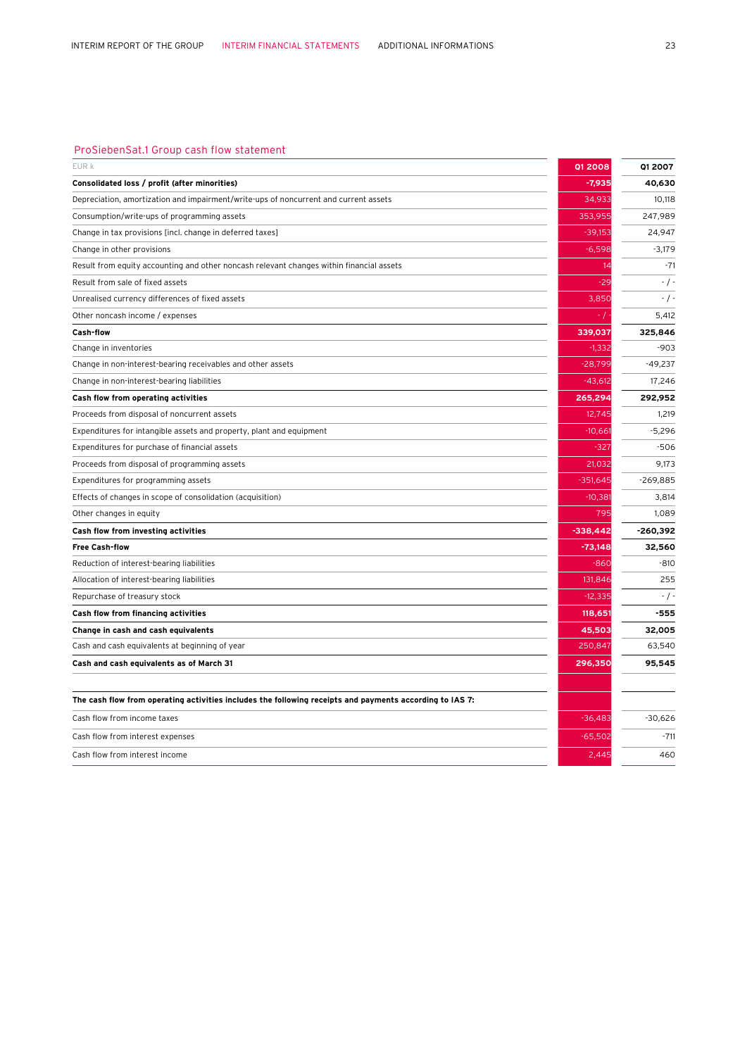## ProSiebenSat.1 Group cash flow statement

| EUR k | Q1 2008 | Q1 2007 |
|---|---|---|
| **Consolidated loss / profit (after minorities)** | **-7,935** | **40,630** |
| Depreciation, amortization and impairment/write-ups of noncurrent and current assets | 34,933 | 10,118 |
| Consumption/write-ups of programming assets | 353,955 | 247,989 |
| Change in tax provisions [incl. change in deferred taxes] | -39,153 | 24,947 |
| Change in other provisions | -6,598 | -3,179 |
| Result from equity accounting and other noncash relevant changes within financial assets | 14 | -71 |
| Result from sale of fixed assets | -29 | - / - |
| Unrealised currency differences of fixed assets | 3,850 | - / - |
| Other noncash income / expenses | - / - | 5,412 |
| **Cash-flow** | **339,037** | **325,846** |
| Change in inventories | -1,332 | -903 |
| Change in non-interest-bearing receivables and other assets | -28,799 | -49,237 |
| Change in non-interest-bearing liabilities | -43,612 | 17,246 |
| **Cash flow from operating activities** | **265,294** | **292,952** |
| Proceeds from disposal of noncurrent assets | 12,745 | 1,219 |
| Expenditures for intangible assets and property, plant and equipment | -10,661 | -5,296 |
| Expenditures for purchase of financial assets | -327 | -506 |
| Proceeds from disposal of programming assets | 21,032 | 9,173 |
| Expenditures for programming assets | -351,645 | -269,885 |
| Effects of changes in scope of consolidation (acquisition) | -10,381 | 3,814 |
| Other changes in equity | 795 | 1,089 |
| **Cash flow from investing activities** | **-338,442** | **-260,392** |
| **Free Cash-flow** | **-73,148** | **32,560** |
| Reduction of interest-bearing liabilities | -860 | -810 |
| Allocation of interest-bearing liabilities | 131,846 | 255 |
| Repurchase of treasury stock | -12,335 | - / - |
| **Cash flow from financing activities** | **118,651** | **-555** |
| **Change in cash and cash equivalents** | **45,503** | **32,005** |
| Cash and cash equivalents at beginning of year | 250,847 | 63,540 |
| **Cash and cash equivalents as of March 31** | **296,350** | **95,545** |
| | | |
| **The cash flow from operating activities includes the following receipts and payments according to IAS 7:** | | |
| Cash flow from income taxes | -36,483 | -30,626 |
| Cash flow from interest expenses | -65,502 | -711 |
| Cash flow from interest income | 2,445 | 460 |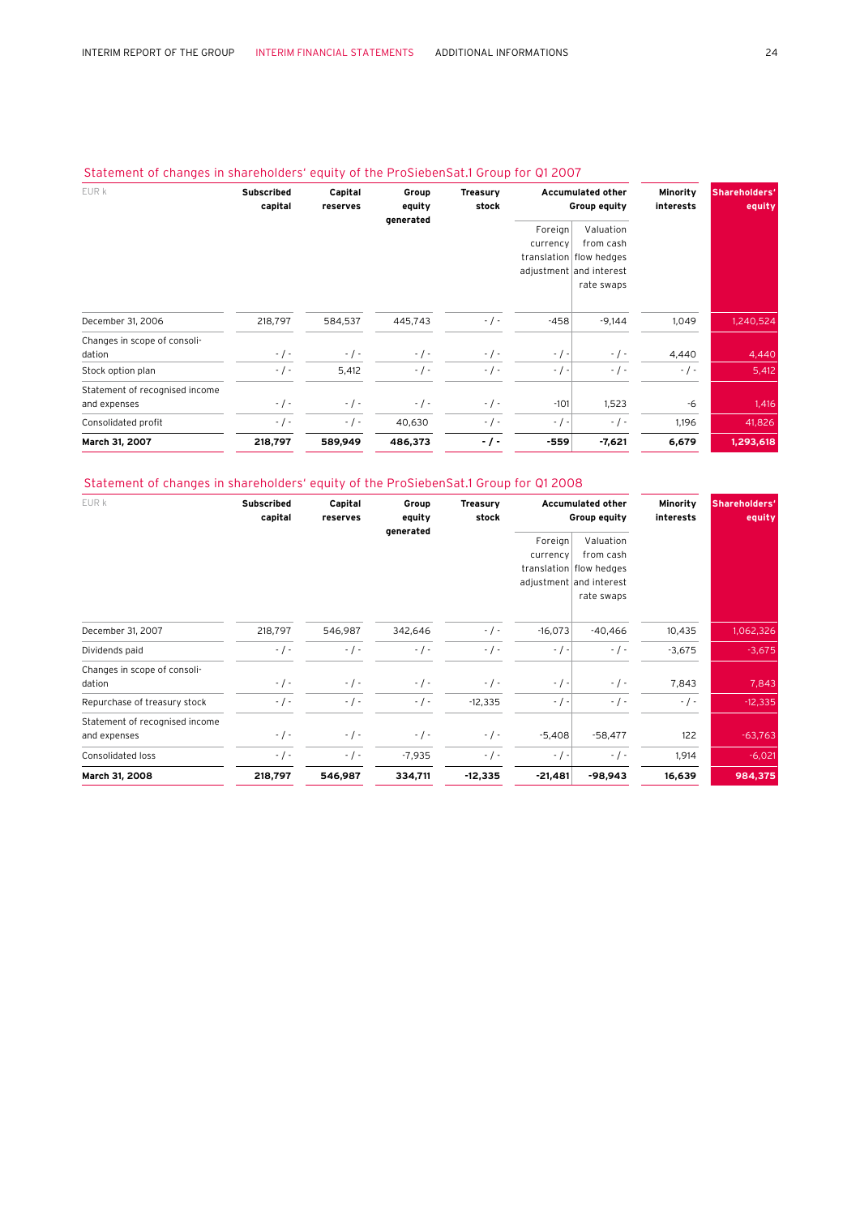## Statement of changes in shareholders' equity of the ProSiebenSat.1 Group for Q1 2007

| EUR k | Subscribed capital | Capital reserves | Group equity generated | Treasury stock | Accumulated other Group equity | | Minority interests | Shareholders' equity |
|---|---|---|---|---|---|---|---|---|
| | | | | | Foreign currency translation adjustment | Valuation from cash flow hedges and interest rate swaps | | |
| December 31, 2006 | 218,797 | 584,537 | 445,743 | - / - | -458 | -9,144 | 1,049 | 1,240,524 |
| Changes in scope of consolidation | - / - | - / - | - / - | - / - | - / - | - / - | 4,440 | 4,440 |
| Stock option plan | - / - | 5,412 | - / - | - / - | - / - | - / - | - / - | 5,412 |
| Statement of recognised income and expenses | - / - | - / - | - / - | - / - | -101 | 1,523 | -6 | 1,416 |
| Consolidated profit | - / - | - / - | 40,630 | - / - | - / - | - / - | 1,196 | 41,826 |
| **March 31, 2007** | **218,797** | **589,949** | **486,373** | **- / -** | **-559** | **-7,621** | **6,679** | **1,293,618** |

## Statement of changes in shareholders' equity of the ProSiebenSat.1 Group for Q1 2008

| EUR k | Subscribed capital | Capital reserves | Group equity generated | Treasury stock | Accumulated other Group equity | | Minority interests | Shareholders' equity |
|---|---|---|---|---|---|---|---|---|
| | | | | | Foreign currency translation adjustment | Valuation from cash flow hedges and interest rate swaps | | |
| December 31, 2007 | 218,797 | 546,987 | 342,646 | - / - | -16,073 | -40,466 | 10,435 | 1,062,326 |
| Dividends paid | - / - | - / - | - / - | - / - | - / - | - / - | -3,675 | -3,675 |
| Changes in scope of consolidation | - / - | - / - | - / - | - / - | - / - | - / - | 7,843 | 7,843 |
| Repurchase of treasury stock | - / - | - / - | - / - | -12,335 | - / - | - / - | - / - | -12,335 |
| Statement of recognised income and expenses | - / - | - / - | - / - | - / - | -5,408 | -58,477 | 122 | -63,763 |
| Consolidated loss | - / - | - / - | -7,935 | - / - | - / - | - / - | 1,914 | -6,021 |
| **March 31, 2008** | **218,797** | **546,987** | **334,711** | **-12,335** | **-21,481** | **-98,943** | **16,639** | **984,375** |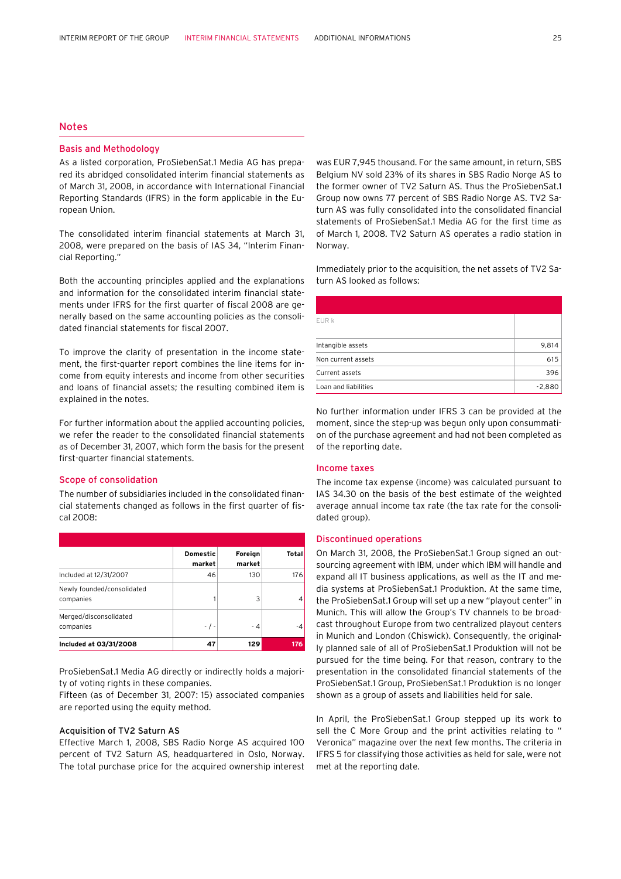## Notes

### Basis and Methodology

As a listed corporation, ProSiebenSat.1 Media AG has prepared its abridged consolidated interim financial statements as of March 31, 2008, in accordance with International Financial Reporting Standards (IFRS) in the form applicable in the European Union.

The consolidated interim financial statements at March 31, 2008, were prepared on the basis of IAS 34, "Interim Financial Reporting."

Both the accounting principles applied and the explanations and information for the consolidated interim financial statements under IFRS for the first quarter of fiscal 2008 are generally based on the same accounting policies as the consolidated financial statements for fiscal 2007.

To improve the clarity of presentation in the income statement, the first-quarter report combines the line items for income from equity interests and income from other securities and loans of financial assets; the resulting combined item is explained in the notes.

For further information about the applied accounting policies, we refer the reader to the consolidated financial statements as of December 31, 2007, which form the basis for the present first-quarter financial statements.

### Scope of consolidation

The number of subsidiaries included in the consolidated financial statements changed as follows in the first quarter of fiscal 2008:

| | Domestic market | Foreign market | Total |
|---|---|---|---|
| Included at 12/31/2007 | 46 | 130 | 176 |
| Newly founded/consolidated companies | 1 | 3 | 4 |
| Merged/disconsolidated companies | - / - | - 4 | -4 |
| **Included at 03/31/2008** | **47** | **129** | **176** |

ProSiebenSat.1 Media AG directly or indirectly holds a majority of voting rights in these companies.
Fifteen (as of December 31, 2007: 15) associated companies are reported using the equity method.

#### Acquisition of TV2 Saturn AS

Effective March 1, 2008, SBS Radio Norge AS acquired 100 percent of TV2 Saturn AS, headquartered in Oslo, Norway. The total purchase price for the acquired ownership interest was EUR 7,945 thousand. For the same amount, in return, SBS Belgium NV sold 23% of its shares in SBS Radio Norge AS to the former owner of TV2 Saturn AS. Thus the ProSiebenSat.1 Group now owns 77 percent of SBS Radio Norge AS. TV2 Saturn AS was fully consolidated into the consolidated financial statements of ProSiebenSat.1 Media AG for the first time as of March 1, 2008. TV2 Saturn AS operates a radio station in Norway.

Immediately prior to the acquisition, the net assets of TV2 Saturn AS looked as follows:

| EUR k | |
|---|---|
| Intangible assets | 9,814 |
| Non current assets | 615 |
| Current assets | 396 |
| Loan and liabilities | -2,880 |

No further information under IFRS 3 can be provided at the moment, since the step-up was begun only upon consummation of the purchase agreement and had not been completed as of the reporting date.

### Income taxes

The income tax expense (income) was calculated pursuant to IAS 34.30 on the basis of the best estimate of the weighted average annual income tax rate (the tax rate for the consolidated group).

### Discontinued operations

On March 31, 2008, the ProSiebenSat.1 Group signed an outsourcing agreement with IBM, under which IBM will handle and expand all IT business applications, as well as the IT and media systems at ProSiebenSat.1 Produktion. At the same time, the ProSiebenSat.1 Group will set up a new "playout center" in Munich. This will allow the Group's TV channels to be broadcast throughout Europe from two centralized playout centers in Munich and London (Chiswick). Consequently, the originally planned sale of all of ProSiebenSat.1 Produktion will not be pursued for the time being. For that reason, contrary to the presentation in the consolidated financial statements of the ProSiebenSat.1 Group, ProSiebenSat.1 Produktion is no longer shown as a group of assets and liabilities held for sale.

In April, the ProSiebenSat.1 Group stepped up its work to sell the C More Group and the print activities relating to " Veronica" magazine over the next few months. The criteria in IFRS 5 for classifying those activities as held for sale, were not met at the reporting date.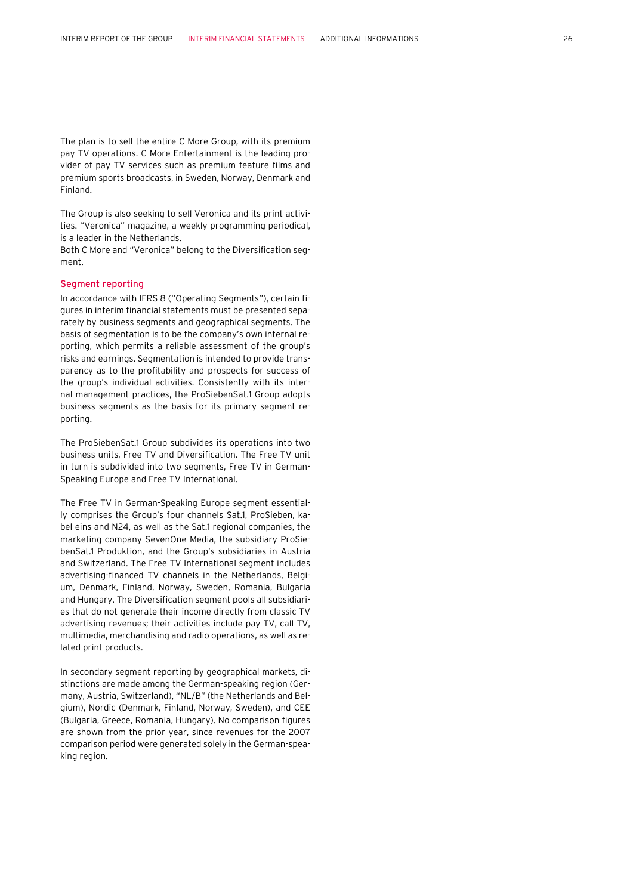The plan is to sell the entire C More Group, with its premium pay TV operations. C More Entertainment is the leading provider of pay TV services such as premium feature films and premium sports broadcasts, in Sweden, Norway, Denmark and Finland.

The Group is also seeking to sell Veronica and its print activities. "Veronica" magazine, a weekly programming periodical, is a leader in the Netherlands.
Both C More and "Veronica" belong to the Diversification segment.

## Segment reporting

In accordance with IFRS 8 ("Operating Segments"), certain figures in interim financial statements must be presented separately by business segments and geographical segments. The basis of segmentation is to be the company's own internal reporting, which permits a reliable assessment of the group's risks and earnings. Segmentation is intended to provide transparency as to the profitability and prospects for success of the group's individual activities. Consistently with its internal management practices, the ProSiebenSat.1 Group adopts business segments as the basis for its primary segment reporting.

The ProSiebenSat.1 Group subdivides its operations into two business units, Free TV and Diversification. The Free TV unit in turn is subdivided into two segments, Free TV in German-Speaking Europe and Free TV International.

The Free TV in German-Speaking Europe segment essentially comprises the Group's four channels Sat.1, ProSieben, kabel eins and N24, as well as the Sat.1 regional companies, the marketing company SevenOne Media, the subsidiary ProSiebenSat.1 Produktion, and the Group's subsidiaries in Austria and Switzerland. The Free TV International segment includes advertising-financed TV channels in the Netherlands, Belgium, Denmark, Finland, Norway, Sweden, Romania, Bulgaria and Hungary. The Diversification segment pools all subsidiaries that do not generate their income directly from classic TV advertising revenues; their activities include pay TV, call TV, multimedia, merchandising and radio operations, as well as related print products.

In secondary segment reporting by geographical markets, distinctions are made among the German-speaking region (Germany, Austria, Switzerland), "NL/B" (the Netherlands and Belgium), Nordic (Denmark, Finland, Norway, Sweden), and CEE (Bulgaria, Greece, Romania, Hungary). No comparison figures are shown from the prior year, since revenues for the 2007 comparison period were generated solely in the German-speaking region.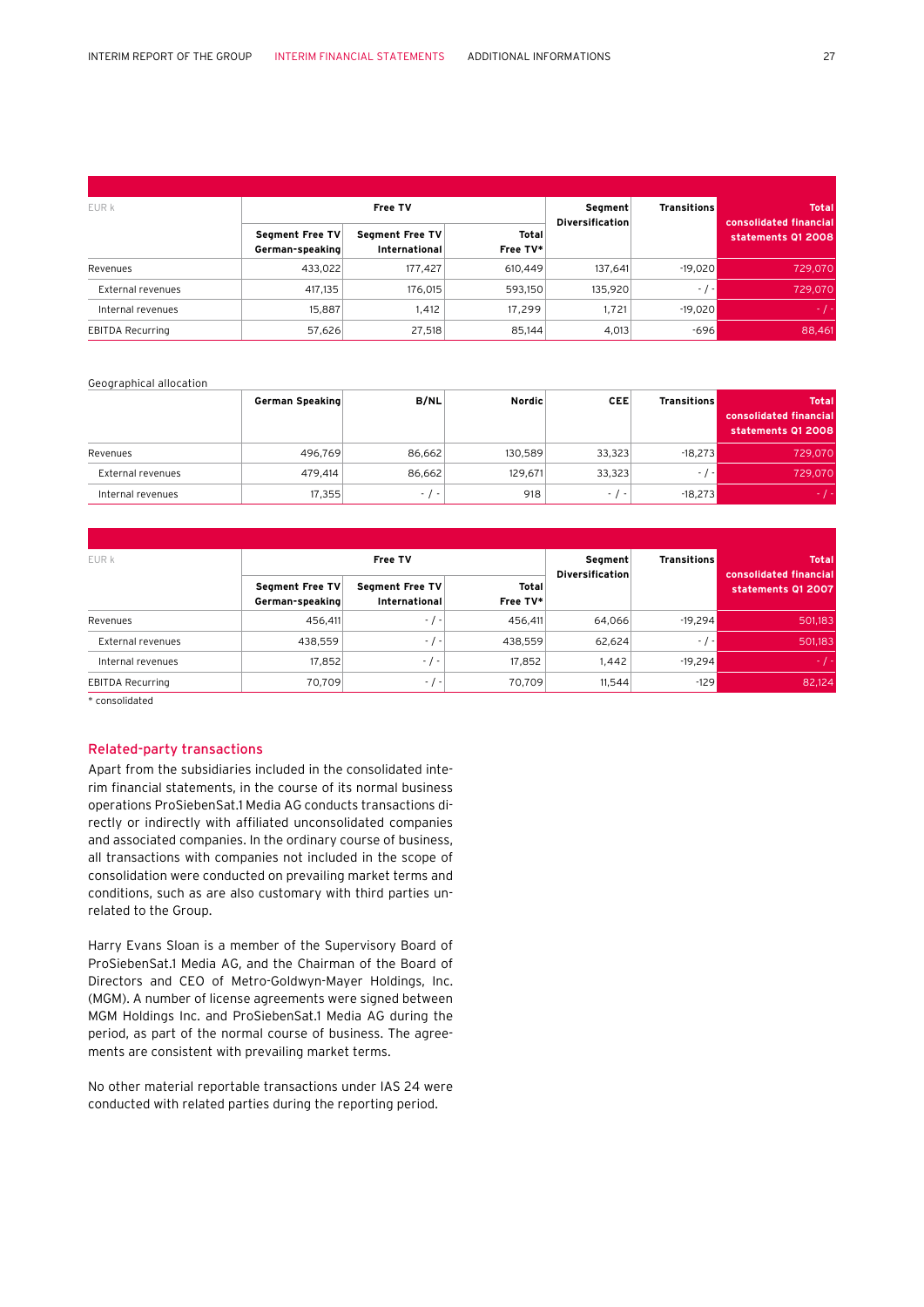| EUR k | Free TV | | | Segment Diversification | Transitions | Total consolidated financial statements Q1 2008 |
|---|---|---|---|---|---|---|
| | Segment Free TV German-speaking | Segment Free TV International | Total Free TV* | | | |
| Revenues | 433,022 | 177,427 | 610,449 | 137,641 | -19,020 | 729,070 |
| External revenues | 417,135 | 176,015 | 593,150 | 135,920 | - / - | 729,070 |
| Internal revenues | 15,887 | 1,412 | 17,299 | 1,721 | -19,020 | - / - |
| EBITDA Recurring | 57,626 | 27,518 | 85,144 | 4,013 | -696 | 88,461 |

Geographical allocation

| | German Speaking | B/NL | Nordic | CEE | Transitions | Total consolidated financial statements Q1 2008 |
|---|---|---|---|---|---|---|
| Revenues | 496,769 | 86,662 | 130,589 | 33,323 | -18,273 | 729,070 |
| External revenues | 479,414 | 86,662 | 129,671 | 33,323 | - / - | 729,070 |
| Internal revenues | 17,355 | - / - | 918 | - / - | -18,273 | - / - |

| EUR k | Free TV | | | Segment Diversification | Transitions | Total consolidated financial statements Q1 2007 |
|---|---|---|---|---|---|---|
| | Segment Free TV German-speaking | Segment Free TV International | Total Free TV* | | | |
| Revenues | 456,411 | - / - | 456,411 | 64,066 | -19,294 | 501,183 |
| External revenues | 438,559 | - / - | 438,559 | 62,624 | - / - | 501,183 |
| Internal revenues | 17,852 | - / - | 17,852 | 1,442 | -19,294 | - / - |
| EBITDA Recurring | 70,709 | - / - | 70,709 | 11,544 | -129 | 82,124 |

* consolidated

## Related-party transactions

Apart from the subsidiaries included in the consolidated interim financial statements, in the course of its normal business operations ProSiebenSat.1 Media AG conducts transactions directly or indirectly with affiliated unconsolidated companies and associated companies. In the ordinary course of business, all transactions with companies not included in the scope of consolidation were conducted on prevailing market terms and conditions, such as are also customary with third parties unrelated to the Group.

Harry Evans Sloan is a member of the Supervisory Board of ProSiebenSat.1 Media AG, and the Chairman of the Board of Directors and CEO of Metro-Goldwyn-Mayer Holdings, Inc. (MGM). A number of license agreements were signed between MGM Holdings Inc. and ProSiebenSat.1 Media AG during the period, as part of the normal course of business. The agreements are consistent with prevailing market terms.

No other material reportable transactions under IAS 24 were conducted with related parties during the reporting period.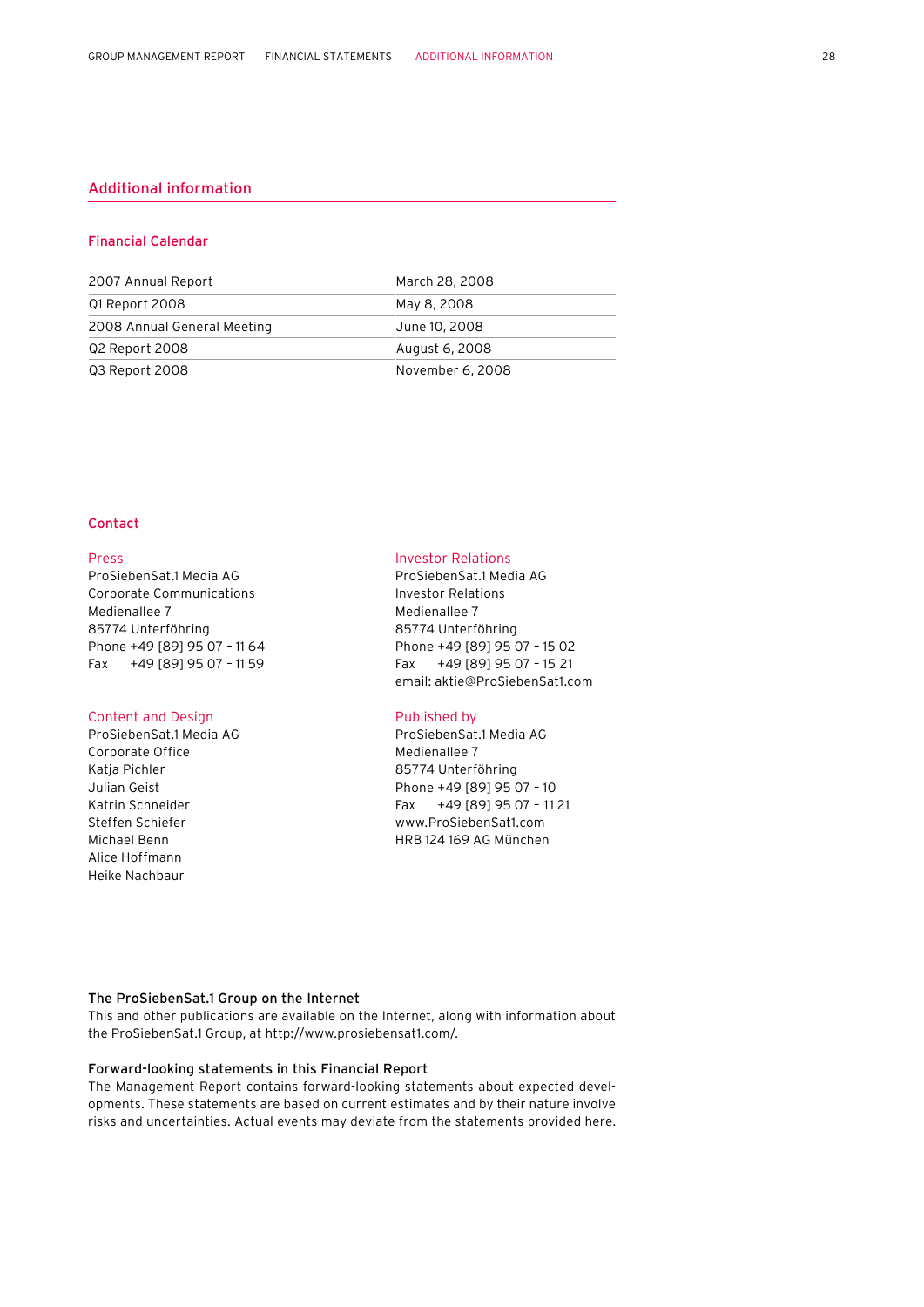## Additional information

### Financial Calendar

| | |
|---|---|
| 2007 Annual Report | March 28, 2008 |
| Q1 Report 2008 | May 8, 2008 |
| 2008 Annual General Meeting | June 10, 2008 |
| Q2 Report 2008 | August 6, 2008 |
| Q3 Report 2008 | November 6, 2008 |

### Contact

**Press**
ProSiebenSat.1 Media AG
Corporate Communications
Medienallee 7
85774 Unterföhring
Phone +49 [89] 95 07 - 11 64
Fax +49 [89] 95 07 - 11 59

**Investor Relations**
ProSiebenSat.1 Media AG
Investor Relations
Medienallee 7
85774 Unterföhring
Phone +49 [89] 95 07 - 15 02
Fax +49 [89] 95 07 - 15 21
email: aktie@ProSiebenSat1.com

**Content and Design**
ProSiebenSat.1 Media AG
Corporate Office
Katja Pichler
Julian Geist
Katrin Schneider
Steffen Schiefer
Michael Benn
Alice Hoffmann
Heike Nachbaur

**Published by**
ProSiebenSat.1 Media AG
Medienallee 7
85774 Unterföhring
Phone +49 [89] 95 07 - 10
Fax +49 [89] 95 07 - 11 21
www.ProSiebenSat1.com
HRB 124 169 AG München

**The ProSiebenSat.1 Group on the Internet**
This and other publications are available on the Internet, along with information about the ProSiebenSat.1 Group, at http://www.prosiebensat1.com/.

**Forward-looking statements in this Financial Report**
The Management Report contains forward-looking statements about expected developments. These statements are based on current estimates and by their nature involve risks and uncertainties. Actual events may deviate from the statements provided here.